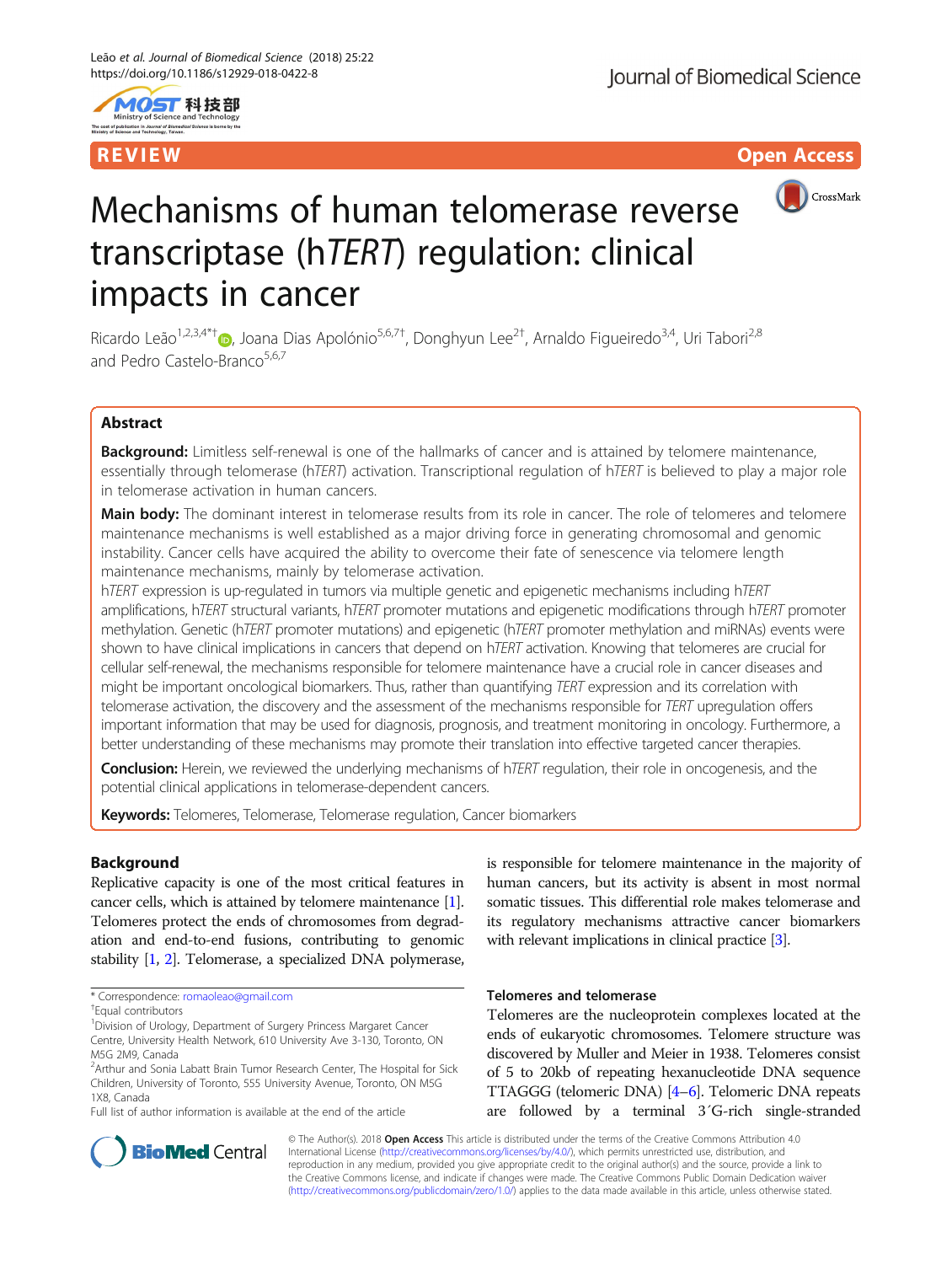REVIEW

Open Access

# Mechanisms of human telomerase reverse transcriptase (h*TERT*) regulation: clinical impacts in cancer

Ricardo Leão[1,2,3,4*†], Joana Dias Apolónio[5,6,7†], Donghyun Lee[2†], Arnaldo Figueiredo[3,4], Uri Tabori[2,8] and Pedro Castelo-Branco[5,6,7]

## Abstract

**Background:** Limitless self-renewal is one of the hallmarks of cancer and is attained by telomere maintenance, essentially through telomerase (h*TERT*) activation. Transcriptional regulation of h*TERT* is believed to play a major role in telomerase activation in human cancers.

**Main body:** The dominant interest in telomerase results from its role in cancer. The role of telomeres and telomere maintenance mechanisms is well established as a major driving force in generating chromosomal and genomic instability. Cancer cells have acquired the ability to overcome their fate of senescence via telomere length maintenance mechanisms, mainly by telomerase activation.

h*TERT* expression is up-regulated in tumors via multiple genetic and epigenetic mechanisms including h*TERT* amplifications, h*TERT* structural variants, h*TERT* promoter mutations and epigenetic modifications through h*TERT* promoter methylation. Genetic (h*TERT* promoter mutations) and epigenetic (h*TERT* promoter methylation and miRNAs) events were shown to have clinical implications in cancers that depend on h*TERT* activation. Knowing that telomeres are crucial for cellular self-renewal, the mechanisms responsible for telomere maintenance have a crucial role in cancer diseases and might be important oncological biomarkers. Thus, rather than quantifying *TERT* expression and its correlation with telomerase activation, the discovery and the assessment of the mechanisms responsible for *TERT* upregulation offers important information that may be used for diagnosis, prognosis, and treatment monitoring in oncology. Furthermore, a better understanding of these mechanisms may promote their translation into effective targeted cancer therapies.

**Conclusion:** Herein, we reviewed the underlying mechanisms of h*TERT* regulation, their role in oncogenesis, and the potential clinical applications in telomerase-dependent cancers.

**Keywords:** Telomeres, Telomerase, Telomerase regulation, Cancer biomarkers

## Background

Replicative capacity is one of the most critical features in cancer cells, which is attained by telomere maintenance [1]. Telomeres protect the ends of chromosomes from degradation and end-to-end fusions, contributing to genomic stability [1, 2]. Telomerase, a specialized DNA polymerase, is responsible for telomere maintenance in the majority of human cancers, but its activity is absent in most normal somatic tissues. This differential role makes telomerase and its regulatory mechanisms attractive cancer biomarkers with relevant implications in clinical practice [3].

### Telomeres and telomerase

Telomeres are the nucleoprotein complexes located at the ends of eukaryotic chromosomes. Telomere structure was discovered by Muller and Meier in 1938. Telomeres consist of 5 to 20kb of repeating hexanucleotide DNA sequence TTAGGG (telomeric DNA) [4–6]. Telomeric DNA repeats are followed by a terminal 3´G-rich single-stranded

\* Correspondence: romaoleao@gmail.com

†Equal contributors

[1]Division of Urology, Department of Surgery Princess Margaret Cancer Centre, University Health Network, 610 University Ave 3-130, Toronto, ON M5G 2M9, Canada

[2]Arthur and Sonia Labatt Brain Tumor Research Center, The Hospital for Sick Children, University of Toronto, 555 University Avenue, Toronto, ON M5G 1X8, Canada

Full list of author information is available at the end of the article

© The Author(s). 2018 **Open Access** This article is distributed under the terms of the Creative Commons Attribution 4.0 International License (http://creativecommons.org/licenses/by/4.0/), which permits unrestricted use, distribution, and reproduction in any medium, provided you give appropriate credit to the original author(s) and the source, provide a link to the Creative Commons license, and indicate if changes were made. The Creative Commons Public Domain Dedication waiver (http://creativecommons.org/publicdomain/zero/1.0/) applies to the data made available in this article, unless otherwise stated.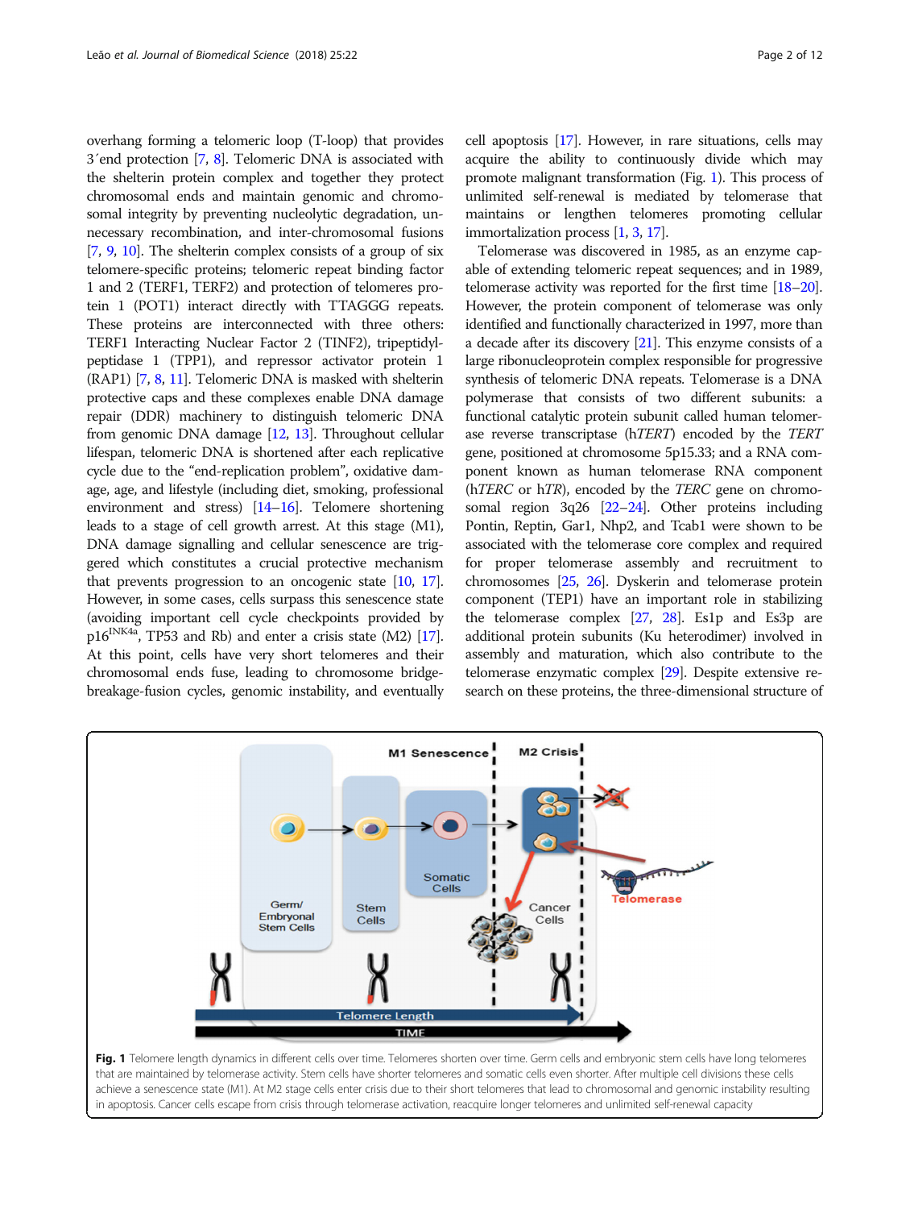overhang forming a telomeric loop (T-loop) that provides 3′end protection [7, 8]. Telomeric DNA is associated with the shelterin protein complex and together they protect chromosomal ends and maintain genomic and chromosomal integrity by preventing nucleolytic degradation, unnecessary recombination, and inter-chromosomal fusions [7, 9, 10]. The shelterin complex consists of a group of six telomere-specific proteins; telomeric repeat binding factor 1 and 2 (TERF1, TERF2) and protection of telomeres protein 1 (POT1) interact directly with TTAGGG repeats. These proteins are interconnected with three others: TERF1 Interacting Nuclear Factor 2 (TINF2), tripeptidyl-peptidase 1 (TPP1), and repressor activator protein 1 (RAP1) [7, 8, 11]. Telomeric DNA is masked with shelterin protective caps and these complexes enable DNA damage repair (DDR) machinery to distinguish telomeric DNA from genomic DNA damage [12, 13]. Throughout cellular lifespan, telomeric DNA is shortened after each replicative cycle due to the "end-replication problem", oxidative damage, age, and lifestyle (including diet, smoking, professional environment and stress) [14–16]. Telomere shortening leads to a stage of cell growth arrest. At this stage (M1), DNA damage signalling and cellular senescence are triggered which constitutes a crucial protective mechanism that prevents progression to an oncogenic state [10, 17]. However, in some cases, cells surpass this senescence state (avoiding important cell cycle checkpoints provided by p16[INK4a], TP53 and Rb) and enter a crisis state (M2) [17]. At this point, cells have very short telomeres and their chromosomal ends fuse, leading to chromosome bridge-breakage-fusion cycles, genomic instability, and eventually cell apoptosis [17]. However, in rare situations, cells may acquire the ability to continuously divide which may promote malignant transformation (Fig. 1). This process of unlimited self-renewal is mediated by telomerase that maintains or lengthen telomeres promoting cellular immortalization process [1, 3, 17].

Telomerase was discovered in 1985, as an enzyme capable of extending telomeric repeat sequences; and in 1989, telomerase activity was reported for the first time [18–20]. However, the protein component of telomerase was only identified and functionally characterized in 1997, more than a decade after its discovery [21]. This enzyme consists of a large ribonucleoprotein complex responsible for progressive synthesis of telomeric DNA repeats. Telomerase is a DNA polymerase that consists of two different subunits: a functional catalytic protein subunit called human telomerase reverse transcriptase (h*TERT*) encoded by the *TERT* gene, positioned at chromosome 5p15.33; and a RNA component known as human telomerase RNA component (h*TERC* or h*TR*), encoded by the *TERC* gene on chromosomal region 3q26 [22–24]. Other proteins including Pontin, Reptin, Gar1, Nhp2, and Tcab1 were shown to be associated with the telomerase core complex and required for proper telomerase assembly and recruitment to chromosomes [25, 26]. Dyskerin and telomerase protein component (TEP1) have an important role in stabilizing the telomerase complex [27, 28]. Es1p and Es3p are additional protein subunits (Ku heterodimer) involved in assembly and maturation, which also contribute to the telomerase enzymatic complex [29]. Despite extensive research on these proteins, the three-dimensional structure of

**Fig. 1** Telomere length dynamics in different cells over time. Telomeres shorten over time. Germ cells and embryonic stem cells have long telomeres that are maintained by telomerase activity. Stem cells have shorter telomeres and somatic cells even shorter. After multiple cell divisions these cells achieve a senescence state (M1). At M2 stage cells enter crisis due to their short telomeres that lead to chromosomal and genomic instability resulting in apoptosis. Cancer cells escape from crisis through telomerase activation, reacquire longer telomeres and unlimited self-renewal capacity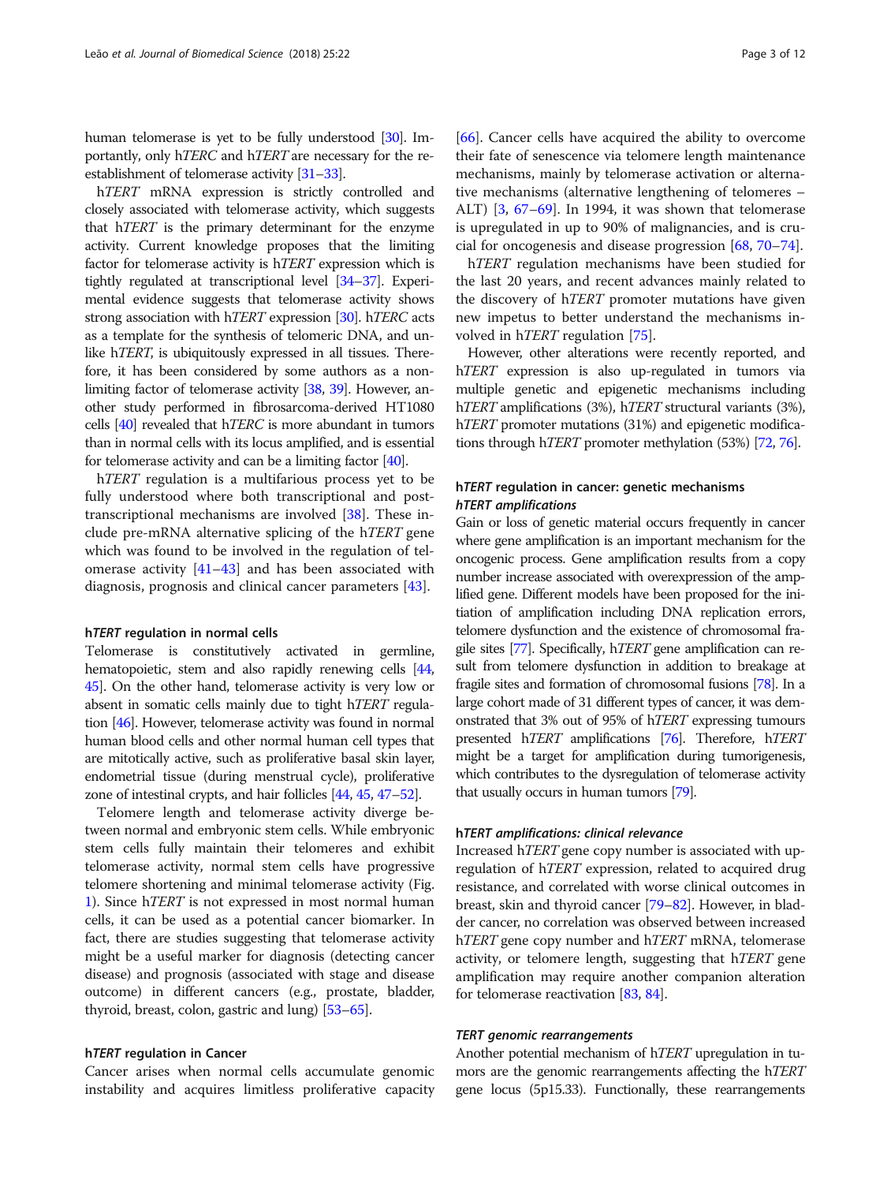human telomerase is yet to be fully understood [30]. Importantly, only h*TERC* and h*TERT* are necessary for the re-establishment of telomerase activity [31–33].

h*TERT* mRNA expression is strictly controlled and closely associated with telomerase activity, which suggests that h*TERT* is the primary determinant for the enzyme activity. Current knowledge proposes that the limiting factor for telomerase activity is h*TERT* expression which is tightly regulated at transcriptional level [34–37]. Experimental evidence suggests that telomerase activity shows strong association with h*TERT* expression [30]. h*TERC* acts as a template for the synthesis of telomeric DNA, and unlike h*TERT*, is ubiquitously expressed in all tissues. Therefore, it has been considered by some authors as a non-limiting factor of telomerase activity [38, 39]. However, another study performed in fibrosarcoma-derived HT1080 cells [40] revealed that h*TERC* is more abundant in tumors than in normal cells with its locus amplified, and is essential for telomerase activity and can be a limiting factor [40].

h*TERT* regulation is a multifarious process yet to be fully understood where both transcriptional and post-transcriptional mechanisms are involved [38]. These include pre-mRNA alternative splicing of the h*TERT* gene which was found to be involved in the regulation of telomerase activity [41–43] and has been associated with diagnosis, prognosis and clinical cancer parameters [43].

### h*TERT* regulation in normal cells

Telomerase is constitutively activated in germline, hematopoietic, stem and also rapidly renewing cells [44, 45]. On the other hand, telomerase activity is very low or absent in somatic cells mainly due to tight h*TERT* regulation [46]. However, telomerase activity was found in normal human blood cells and other normal human cell types that are mitotically active, such as proliferative basal skin layer, endometrial tissue (during menstrual cycle), proliferative zone of intestinal crypts, and hair follicles [44, 45, 47–52].

Telomere length and telomerase activity diverge between normal and embryonic stem cells. While embryonic stem cells fully maintain their telomeres and exhibit telomerase activity, normal stem cells have progressive telomere shortening and minimal telomerase activity (Fig. 1). Since h*TERT* is not expressed in most normal human cells, it can be used as a potential cancer biomarker. In fact, there are studies suggesting that telomerase activity might be a useful marker for diagnosis (detecting cancer disease) and prognosis (associated with stage and disease outcome) in different cancers (e.g., prostate, bladder, thyroid, breast, colon, gastric and lung) [53–65].

### h*TERT* regulation in Cancer

Cancer arises when normal cells accumulate genomic instability and acquires limitless proliferative capacity [66]. Cancer cells have acquired the ability to overcome their fate of senescence via telomere length maintenance mechanisms, mainly by telomerase activation or alternative mechanisms (alternative lengthening of telomeres – ALT) [3, 67–69]. In 1994, it was shown that telomerase is upregulated in up to 90% of malignancies, and is crucial for oncogenesis and disease progression [68, 70–74].

h*TERT* regulation mechanisms have been studied for the last 20 years, and recent advances mainly related to the discovery of h*TERT* promoter mutations have given new impetus to better understand the mechanisms involved in h*TERT* regulation [75].

However, other alterations were recently reported, and h*TERT* expression is also up-regulated in tumors via multiple genetic and epigenetic mechanisms including h*TERT* amplifications (3%), h*TERT* structural variants (3%), h*TERT* promoter mutations (31%) and epigenetic modifications through h*TERT* promoter methylation (53%) [72, 76].

### h*TERT* regulation in cancer: genetic mechanisms

#### *hTERT amplifications*

Gain or loss of genetic material occurs frequently in cancer where gene amplification is an important mechanism for the oncogenic process. Gene amplification results from a copy number increase associated with overexpression of the amplified gene. Different models have been proposed for the initiation of amplification including DNA replication errors, telomere dysfunction and the existence of chromosomal fragile sites [77]. Specifically, h*TERT* gene amplification can result from telomere dysfunction in addition to breakage at fragile sites and formation of chromosomal fusions [78]. In a large cohort made of 31 different types of cancer, it was demonstrated that 3% out of 95% of h*TERT* expressing tumours presented h*TERT* amplifications [76]. Therefore, h*TERT* might be a target for amplification during tumorigenesis, which contributes to the dysregulation of telomerase activity that usually occurs in human tumors [79].

#### *hTERT amplifications: clinical relevance*

Increased h*TERT* gene copy number is associated with up-regulation of h*TERT* expression, related to acquired drug resistance, and correlated with worse clinical outcomes in breast, skin and thyroid cancer [79–82]. However, in bladder cancer, no correlation was observed between increased h*TERT* gene copy number and h*TERT* mRNA, telomerase activity, or telomere length, suggesting that h*TERT* gene amplification may require another companion alteration for telomerase reactivation [83, 84].

#### *TERT genomic rearrangements*

Another potential mechanism of h*TERT* upregulation in tumors are the genomic rearrangements affecting the h*TERT* gene locus (5p15.33). Functionally, these rearrangements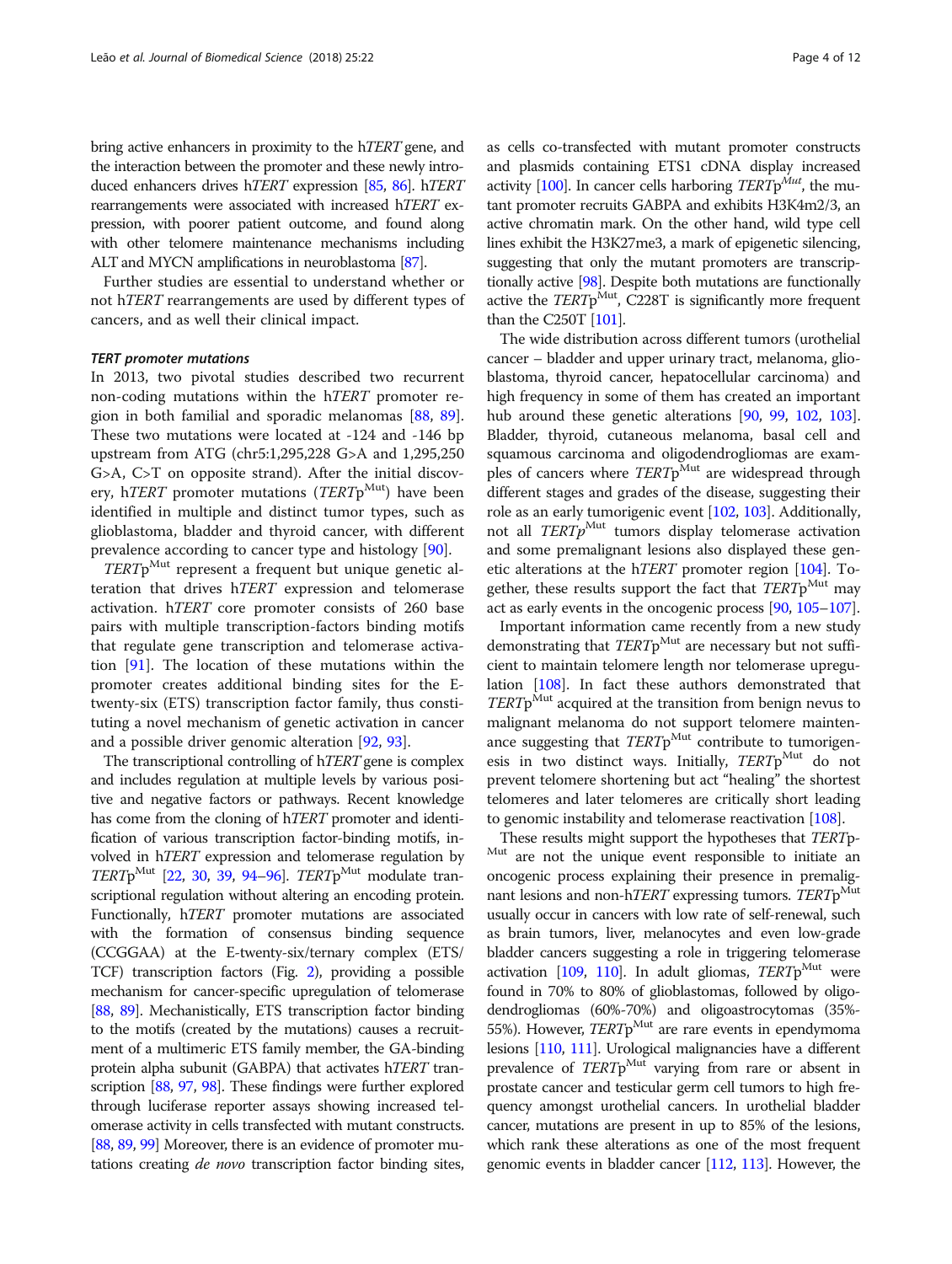bring active enhancers in proximity to the h*TERT* gene, and the interaction between the promoter and these newly introduced enhancers drives h*TERT* expression [85, 86]. h*TERT* rearrangements were associated with increased h*TERT* expression, with poorer patient outcome, and found along with other telomere maintenance mechanisms including ALT and MYCN amplifications in neuroblastoma [87].

Further studies are essential to understand whether or not h*TERT* rearrangements are used by different types of cancers, and as well their clinical impact.

#### *TERT promoter mutations*

In 2013, two pivotal studies described two recurrent non-coding mutations within the h*TERT* promoter region in both familial and sporadic melanomas [88, 89]. These two mutations were located at -124 and -146 bp upstream from ATG (chr5:1,295,228 G>A and 1,295,250 G>A, C>T on opposite strand). After the initial discovery, h*TERT* promoter mutations (*TERT*p$^{\text{Mut}}$) have been identified in multiple and distinct tumor types, such as glioblastoma, bladder and thyroid cancer, with different prevalence according to cancer type and histology [90].

*TERT*p$^{\text{Mut}}$ represent a frequent but unique genetic alteration that drives h*TERT* expression and telomerase activation. h*TERT* core promoter consists of 260 base pairs with multiple transcription-factors binding motifs that regulate gene transcription and telomerase activation [91]. The location of these mutations within the promoter creates additional binding sites for the E-twenty-six (ETS) transcription factor family, thus constituting a novel mechanism of genetic activation in cancer and a possible driver genomic alteration [92, 93].

The transcriptional controlling of h*TERT* gene is complex and includes regulation at multiple levels by various positive and negative factors or pathways. Recent knowledge has come from the cloning of h*TERT* promoter and identification of various transcription factor-binding motifs, involved in h*TERT* expression and telomerase regulation by *TERT*p$^{\text{Mut}}$ [22, 30, 39, 94–96]. *TERT*p$^{\text{Mut}}$ modulate transcriptional regulation without altering an encoding protein. Functionally, h*TERT* promoter mutations are associated with the formation of consensus binding sequence (CCGGAA) at the E-twenty-six/ternary complex (ETS/TCF) transcription factors (Fig. 2), providing a possible mechanism for cancer-specific upregulation of telomerase [88, 89]. Mechanistically, ETS transcription factor binding to the motifs (created by the mutations) causes a recruitment of a multimeric ETS family member, the GA-binding protein alpha subunit (GABPA) that activates h*TERT* transcription [88, 97, 98]. These findings were further explored through luciferase reporter assays showing increased telomerase activity in cells transfected with mutant constructs. [88, 89, 99] Moreover, there is an evidence of promoter mutations creating *de novo* transcription factor binding sites, as cells co-transfected with mutant promoter constructs and plasmids containing ETS1 cDNA display increased activity [100]. In cancer cells harboring *TERTp$^{Mut}$*, the mutant promoter recruits GABPA and exhibits H3K4m2/3, an active chromatin mark. On the other hand, wild type cell lines exhibit the H3K27me3, a mark of epigenetic silencing, suggesting that only the mutant promoters are transcriptionally active [98]. Despite both mutations are functionally active the *TERT*p$^{\text{Mut}}$, C228T is significantly more frequent than the C250T [101].

The wide distribution across different tumors (urothelial cancer – bladder and upper urinary tract, melanoma, glioblastoma, thyroid cancer, hepatocellular carcinoma) and high frequency in some of them has created an important hub around these genetic alterations [90, 99, 102, 103]. Bladder, thyroid, cutaneous melanoma, basal cell and squamous carcinoma and oligodendrogliomas are examples of cancers where *TERT*p$^{\text{Mut}}$ are widespread through different stages and grades of the disease, suggesting their role as an early tumorigenic event [102, 103]. Additionally, not all *TERTp$^{Mut}$* tumors display telomerase activation and some premalignant lesions also displayed these genetic alterations at the h*TERT* promoter region [104]. Together, these results support the fact that *TERT*p$^{\text{Mut}}$ may act as early events in the oncogenic process [90, 105–107].

Important information came recently from a new study demonstrating that *TERT*p$^{\text{Mut}}$ are necessary but not sufficient to maintain telomere length nor telomerase upregulation [108]. In fact these authors demonstrated that *TERT*p$^{\text{Mut}}$ acquired at the transition from benign nevus to malignant melanoma do not support telomere maintenance suggesting that *TERT*p$^{\text{Mut}}$ contribute to tumorigenesis in two distinct ways. Initially, *TERT*p$^{\text{Mut}}$ do not prevent telomere shortening but act "healing" the shortest telomeres and later telomeres are critically short leading to genomic instability and telomerase reactivation [108].

These results might support the hypotheses that *TERT*p$^{\text{Mut}}$ are not the unique event responsible to initiate an oncogenic process explaining their presence in premalignant lesions and non-h*TERT* expressing tumors. *TERT*p$^{\text{Mut}}$ usually occur in cancers with low rate of self-renewal, such as brain tumors, liver, melanocytes and even low-grade bladder cancers suggesting a role in triggering telomerase activation [109, 110]. In adult gliomas, *TERT*p$^{\text{Mut}}$ were found in 70% to 80% of glioblastomas, followed by oligodendrogliomas (60%-70%) and oligoastrocytomas (35%-55%). However, *TERT*p$^{\text{Mut}}$ are rare events in ependymoma lesions [110, 111]. Urological malignancies have a different prevalence of *TERT*p$^{\text{Mut}}$ varying from rare or absent in prostate cancer and testicular germ cell tumors to high frequency amongst urothelial cancers. In urothelial bladder cancer, mutations are present in up to 85% of the lesions, which rank these alterations as one of the most frequent genomic events in bladder cancer [112, 113]. However, the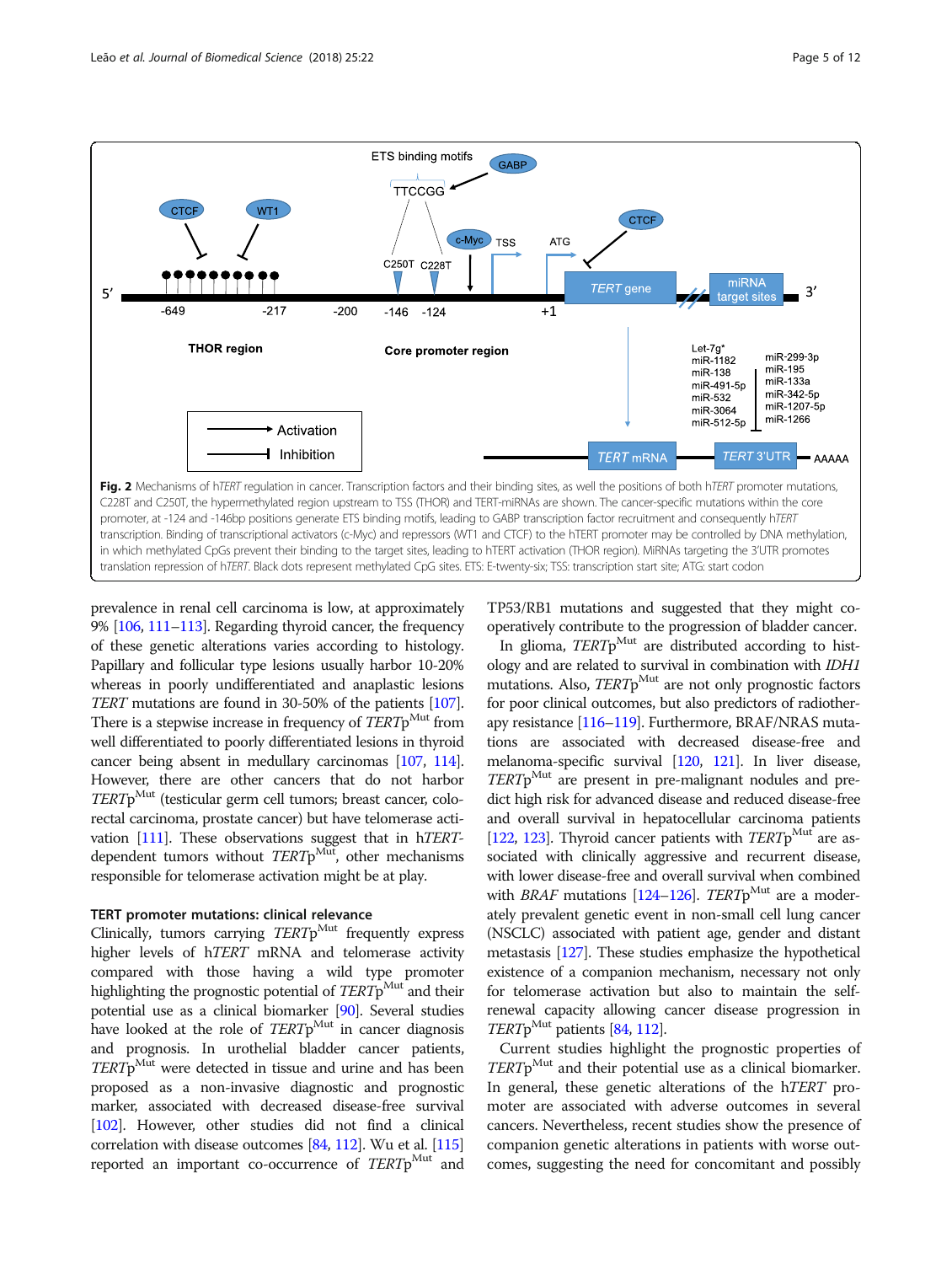**Fig. 2** Mechanisms of h*TERT* regulation in cancer. Transcription factors and their binding sites, as well the positions of both h*TERT* promoter mutations, C228T and C250T, the hypermethylated region upstream to TSS (THOR) and TERT-miRNAs are shown. The cancer-specific mutations within the core promoter, at -124 and -146bp positions generate ETS binding motifs, leading to GABP transcription factor recruitment and consequently h*TERT* transcription. Binding of transcriptional activators (c-Myc) and repressors (WT1 and CTCF) to the hTERT promoter may be controlled by DNA methylation, in which methylated CpGs prevent their binding to the target sites, leading to hTERT activation (THOR region). MiRNAs targeting the 3'UTR promotes translation repression of h*TERT*. Black dots represent methylated CpG sites. ETS: E-twenty-six; TSS: transcription start site; ATG: start codon

prevalence in renal cell carcinoma is low, at approximately 9% [106, 111–113]. Regarding thyroid cancer, the frequency of these genetic alterations varies according to histology. Papillary and follicular type lesions usually harbor 10-20% whereas in poorly undifferentiated and anaplastic lesions *TERT* mutations are found in 30-50% of the patients [107]. There is a stepwise increase in frequency of *TERT*p$^{Mut}$ from well differentiated to poorly differentiated lesions in thyroid cancer being absent in medullary carcinomas [107, 114]. However, there are other cancers that do not harbor *TERT*p$^{Mut}$ (testicular germ cell tumors; breast cancer, colorectal carcinoma, prostate cancer) but have telomerase activation [111]. These observations suggest that in h*TERT*-dependent tumors without *TERT*p$^{Mut}$, other mechanisms responsible for telomerase activation might be at play.

### TERT promoter mutations: clinical relevance

Clinically, tumors carrying *TERT*p$^{Mut}$ frequently express higher levels of h*TERT* mRNA and telomerase activity compared with those having a wild type promoter highlighting the prognostic potential of *TERT*p$^{Mut}$ and their potential use as a clinical biomarker [90]. Several studies have looked at the role of *TERT*p$^{Mut}$ in cancer diagnosis and prognosis. In urothelial bladder cancer patients, *TERT*p$^{Mut}$ were detected in tissue and urine and has been proposed as a non-invasive diagnostic and prognostic marker, associated with decreased disease-free survival [102]. However, other studies did not find a clinical correlation with disease outcomes [84, 112]. Wu et al. [115] reported an important co-occurrence of *TERT*p$^{Mut}$ and TP53/RB1 mutations and suggested that they might cooperatively contribute to the progression of bladder cancer.

In glioma, *TERT*p$^{Mut}$ are distributed according to histology and are related to survival in combination with *IDH1* mutations. Also, *TERT*p$^{Mut}$ are not only prognostic factors for poor clinical outcomes, but also predictors of radiotherapy resistance [116–119]. Furthermore, BRAF/NRAS mutations are associated with decreased disease-free and melanoma-specific survival [120, 121]. In liver disease, *TERT*p$^{Mut}$ are present in pre-malignant nodules and predict high risk for advanced disease and reduced disease-free and overall survival in hepatocellular carcinoma patients [122, 123]. Thyroid cancer patients with *TERT*p$^{Mut}$ are associated with clinically aggressive and recurrent disease, with lower disease-free and overall survival when combined with *BRAF* mutations [124–126]. *TERT*p$^{Mut}$ are a moderately prevalent genetic event in non-small cell lung cancer (NSCLC) associated with patient age, gender and distant metastasis [127]. These studies emphasize the hypothetical existence of a companion mechanism, necessary not only for telomerase activation but also to maintain the self-renewal capacity allowing cancer disease progression in *TERT*p$^{Mut}$ patients [84, 112].

Current studies highlight the prognostic properties of *TERT*p$^{Mut}$ and their potential use as a clinical biomarker. In general, these genetic alterations of the h*TERT* promoter are associated with adverse outcomes in several cancers. Nevertheless, recent studies show the presence of companion genetic alterations in patients with worse outcomes, suggesting the need for concomitant and possibly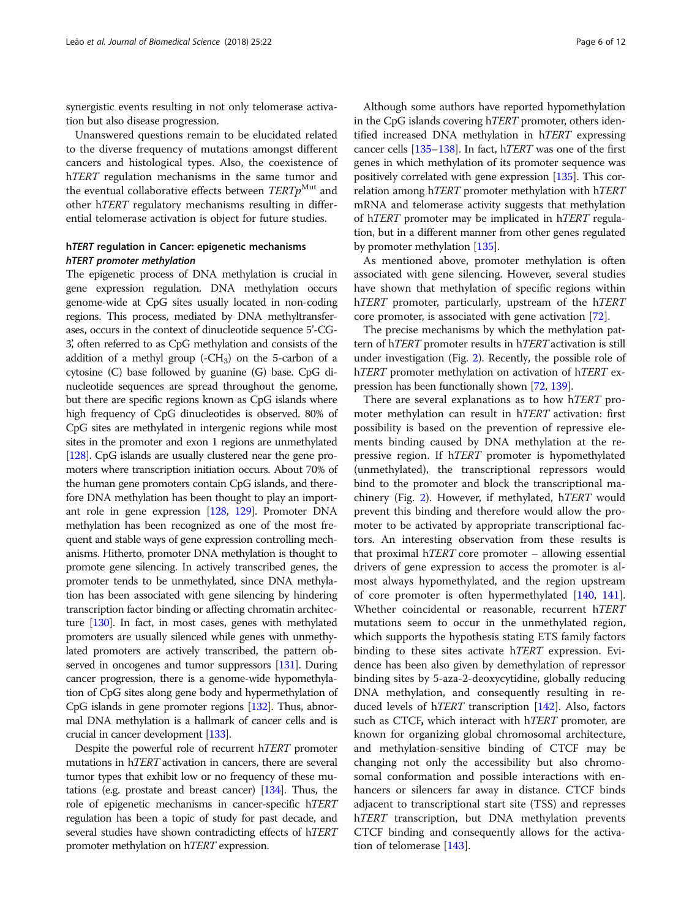synergistic events resulting in not only telomerase activation but also disease progression.

Unanswered questions remain to be elucidated related to the diverse frequency of mutations amongst different cancers and histological types. Also, the coexistence of h*TERT* regulation mechanisms in the same tumor and the eventual collaborative effects between *TERTp*[Mut] and other h*TERT* regulatory mechanisms resulting in differential telomerase activation is object for future studies.

## h*TERT* regulation in Cancer: epigenetic mechanisms

### h*TERT* promoter methylation

The epigenetic process of DNA methylation is crucial in gene expression regulation. DNA methylation occurs genome-wide at CpG sites usually located in non-coding regions. This process, mediated by DNA methyltransferases, occurs in the context of dinucleotide sequence 5'-CG-3', often referred to as CpG methylation and consists of the addition of a methyl group ($-CH_3$) on the 5-carbon of a cytosine (C) base followed by guanine (G) base. CpG dinucleotide sequences are spread throughout the genome, but there are specific regions known as CpG islands where high frequency of CpG dinucleotides is observed. 80% of CpG sites are methylated in intergenic regions while most sites in the promoter and exon 1 regions are unmethylated [128]. CpG islands are usually clustered near the gene promoters where transcription initiation occurs. About 70% of the human gene promoters contain CpG islands, and therefore DNA methylation has been thought to play an important role in gene expression [128, 129]. Promoter DNA methylation has been recognized as one of the most frequent and stable ways of gene expression controlling mechanisms. Hitherto, promoter DNA methylation is thought to promote gene silencing. In actively transcribed genes, the promoter tends to be unmethylated, since DNA methylation has been associated with gene silencing by hindering transcription factor binding or affecting chromatin architecture [130]. In fact, in most cases, genes with methylated promoters are usually silenced while genes with unmethylated promoters are actively transcribed, the pattern observed in oncogenes and tumor suppressors [131]. During cancer progression, there is a genome-wide hypomethylation of CpG sites along gene body and hypermethylation of CpG islands in gene promoter regions [132]. Thus, abnormal DNA methylation is a hallmark of cancer cells and is crucial in cancer development [133].

Despite the powerful role of recurrent h*TERT* promoter mutations in h*TERT* activation in cancers, there are several tumor types that exhibit low or no frequency of these mutations (e.g. prostate and breast cancer) [134]. Thus, the role of epigenetic mechanisms in cancer-specific h*TERT* regulation has been a topic of study for past decade, and several studies have shown contradicting effects of h*TERT* promoter methylation on h*TERT* expression.

Although some authors have reported hypomethylation in the CpG islands covering h*TERT* promoter, others identified increased DNA methylation in h*TERT* expressing cancer cells [135–138]. In fact, h*TERT* was one of the first genes in which methylation of its promoter sequence was positively correlated with gene expression [135]. This correlation among h*TERT* promoter methylation with h*TERT* mRNA and telomerase activity suggests that methylation of h*TERT* promoter may be implicated in h*TERT* regulation, but in a different manner from other genes regulated by promoter methylation [135].

As mentioned above, promoter methylation is often associated with gene silencing. However, several studies have shown that methylation of specific regions within h*TERT* promoter, particularly, upstream of the h*TERT* core promoter, is associated with gene activation [72].

The precise mechanisms by which the methylation pattern of h*TERT* promoter results in h*TERT* activation is still under investigation (Fig. 2). Recently, the possible role of h*TERT* promoter methylation on activation of h*TERT* expression has been functionally shown [72, 139].

There are several explanations as to how h*TERT* promoter methylation can result in h*TERT* activation: first possibility is based on the prevention of repressive elements binding caused by DNA methylation at the repressive region. If h*TERT* promoter is hypomethylated (unmethylated), the transcriptional repressors would bind to the promoter and block the transcriptional machinery (Fig. 2). However, if methylated, h*TERT* would prevent this binding and therefore would allow the promoter to be activated by appropriate transcriptional factors. An interesting observation from these results is that proximal h*TERT* core promoter – allowing essential drivers of gene expression to access the promoter is almost always hypomethylated, and the region upstream of core promoter is often hypermethylated [140, 141]. Whether coincidental or reasonable, recurrent h*TERT* mutations seem to occur in the unmethylated region, which supports the hypothesis stating ETS family factors binding to these sites activate h*TERT* expression. Evidence has been also given by demethylation of repressor binding sites by 5-aza-2-deoxycytidine, globally reducing DNA methylation, and consequently resulting in reduced levels of h*TERT* transcription [142]. Also, factors such as CTCF**,** which interact with h*TERT* promoter, are known for organizing global chromosomal architecture, and methylation-sensitive binding of CTCF may be changing not only the accessibility but also chromosomal conformation and possible interactions with enhancers or silencers far away in distance. CTCF binds adjacent to transcriptional start site (TSS) and represses h*TERT* transcription, but DNA methylation prevents CTCF binding and consequently allows for the activation of telomerase [143].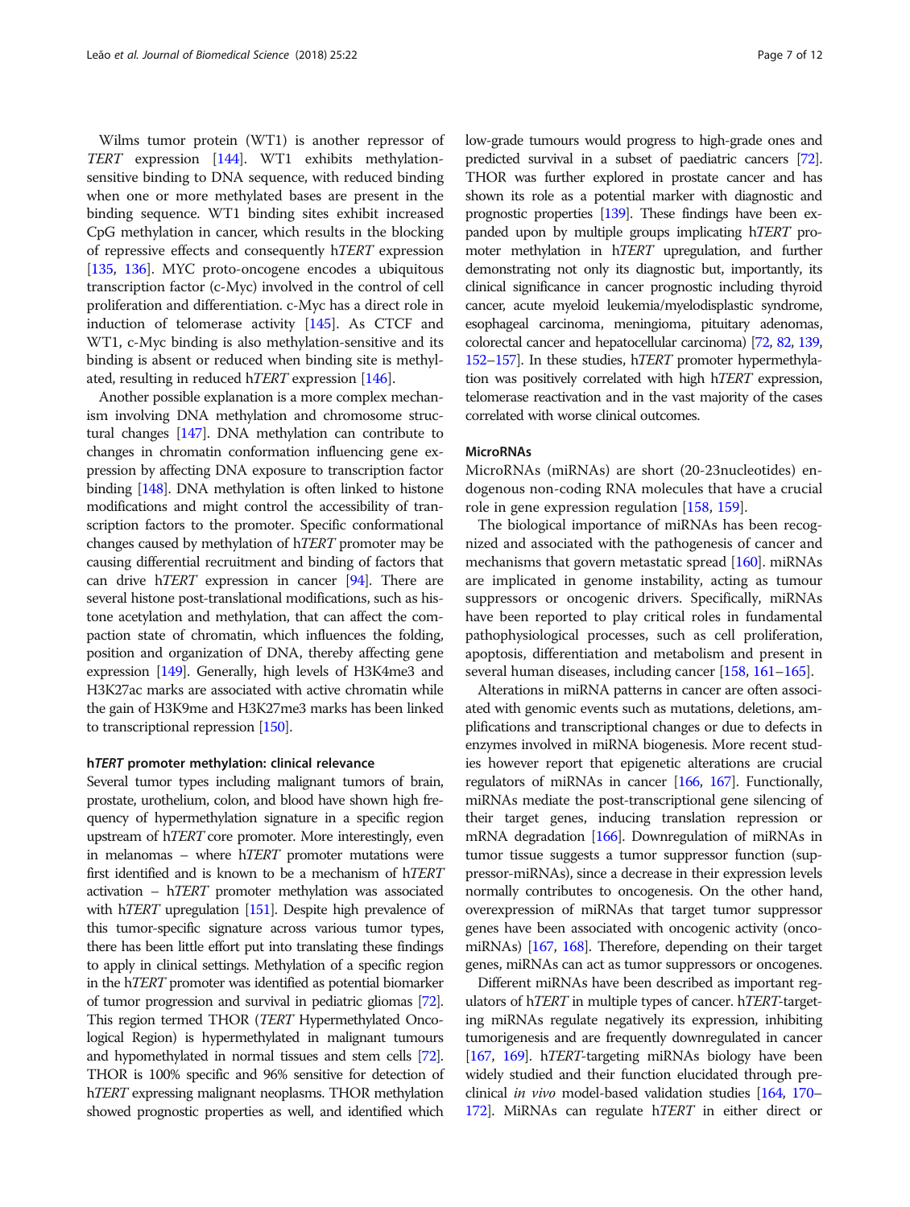Wilms tumor protein (WT1) is another repressor of *TERT* expression [144]. WT1 exhibits methylation-sensitive binding to DNA sequence, with reduced binding when one or more methylated bases are present in the binding sequence. WT1 binding sites exhibit increased CpG methylation in cancer, which results in the blocking of repressive effects and consequently h*TERT* expression [135, 136]. MYC proto-oncogene encodes a ubiquitous transcription factor (c-Myc) involved in the control of cell proliferation and differentiation. c-Myc has a direct role in induction of telomerase activity [145]. As CTCF and WT1, c-Myc binding is also methylation-sensitive and its binding is absent or reduced when binding site is methylated, resulting in reduced h*TERT* expression [146].

Another possible explanation is a more complex mechanism involving DNA methylation and chromosome structural changes [147]. DNA methylation can contribute to changes in chromatin conformation influencing gene expression by affecting DNA exposure to transcription factor binding [148]. DNA methylation is often linked to histone modifications and might control the accessibility of transcription factors to the promoter. Specific conformational changes caused by methylation of h*TERT* promoter may be causing differential recruitment and binding of factors that can drive h*TERT* expression in cancer [94]. There are several histone post-translational modifications, such as histone acetylation and methylation, that can affect the compaction state of chromatin, which influences the folding, position and organization of DNA, thereby affecting gene expression [149]. Generally, high levels of H3K4me3 and H3K27ac marks are associated with active chromatin while the gain of H3K9me and H3K27me3 marks has been linked to transcriptional repression [150].

### h*TERT* promoter methylation: clinical relevance

Several tumor types including malignant tumors of brain, prostate, urothelium, colon, and blood have shown high frequency of hypermethylation signature in a specific region upstream of h*TERT* core promoter. More interestingly, even in melanomas – where h*TERT* promoter mutations were first identified and is known to be a mechanism of h*TERT* activation – h*TERT* promoter methylation was associated with h*TERT* upregulation [151]. Despite high prevalence of this tumor-specific signature across various tumor types, there has been little effort put into translating these findings to apply in clinical settings. Methylation of a specific region in the h*TERT* promoter was identified as potential biomarker of tumor progression and survival in pediatric gliomas [72]. This region termed THOR (*TERT* Hypermethylated Oncological Region) is hypermethylated in malignant tumours and hypomethylated in normal tissues and stem cells [72]. THOR is 100% specific and 96% sensitive for detection of h*TERT* expressing malignant neoplasms. THOR methylation showed prognostic properties as well, and identified which low-grade tumours would progress to high-grade ones and predicted survival in a subset of paediatric cancers [72]. THOR was further explored in prostate cancer and has shown its role as a potential marker with diagnostic and prognostic properties [139]. These findings have been expanded upon by multiple groups implicating h*TERT* promoter methylation in h*TERT* upregulation, and further demonstrating not only its diagnostic but, importantly, its clinical significance in cancer prognostic including thyroid cancer, acute myeloid leukemia/myelodisplastic syndrome, esophageal carcinoma, meningioma, pituitary adenomas, colorectal cancer and hepatocellular carcinoma) [72, 82, 139, 152–157]. In these studies, h*TERT* promoter hypermethylation was positively correlated with high h*TERT* expression, telomerase reactivation and in the vast majority of the cases correlated with worse clinical outcomes.

### MicroRNAs

MicroRNAs (miRNAs) are short (20-23nucleotides) endogenous non-coding RNA molecules that have a crucial role in gene expression regulation [158, 159].

The biological importance of miRNAs has been recognized and associated with the pathogenesis of cancer and mechanisms that govern metastatic spread [160]. miRNAs are implicated in genome instability, acting as tumour suppressors or oncogenic drivers. Specifically, miRNAs have been reported to play critical roles in fundamental pathophysiological processes, such as cell proliferation, apoptosis, differentiation and metabolism and present in several human diseases, including cancer [158, 161–165].

Alterations in miRNA patterns in cancer are often associated with genomic events such as mutations, deletions, amplifications and transcriptional changes or due to defects in enzymes involved in miRNA biogenesis. More recent studies however report that epigenetic alterations are crucial regulators of miRNAs in cancer [166, 167]. Functionally, miRNAs mediate the post-transcriptional gene silencing of their target genes, inducing translation repression or mRNA degradation [166]. Downregulation of miRNAs in tumor tissue suggests a tumor suppressor function (suppressor-miRNAs), since a decrease in their expression levels normally contributes to oncogenesis. On the other hand, overexpression of miRNAs that target tumor suppressor genes have been associated with oncogenic activity (onco-miRNAs) [167, 168]. Therefore, depending on their target genes, miRNAs can act as tumor suppressors or oncogenes.

Different miRNAs have been described as important regulators of h*TERT* in multiple types of cancer. h*TERT*-targeting miRNAs regulate negatively its expression, inhibiting tumorigenesis and are frequently downregulated in cancer [167, 169]. h*TERT*-targeting miRNAs biology have been widely studied and their function elucidated through preclinical *in vivo* model-based validation studies [164, 170–172]. MiRNAs can regulate h*TERT* in either direct or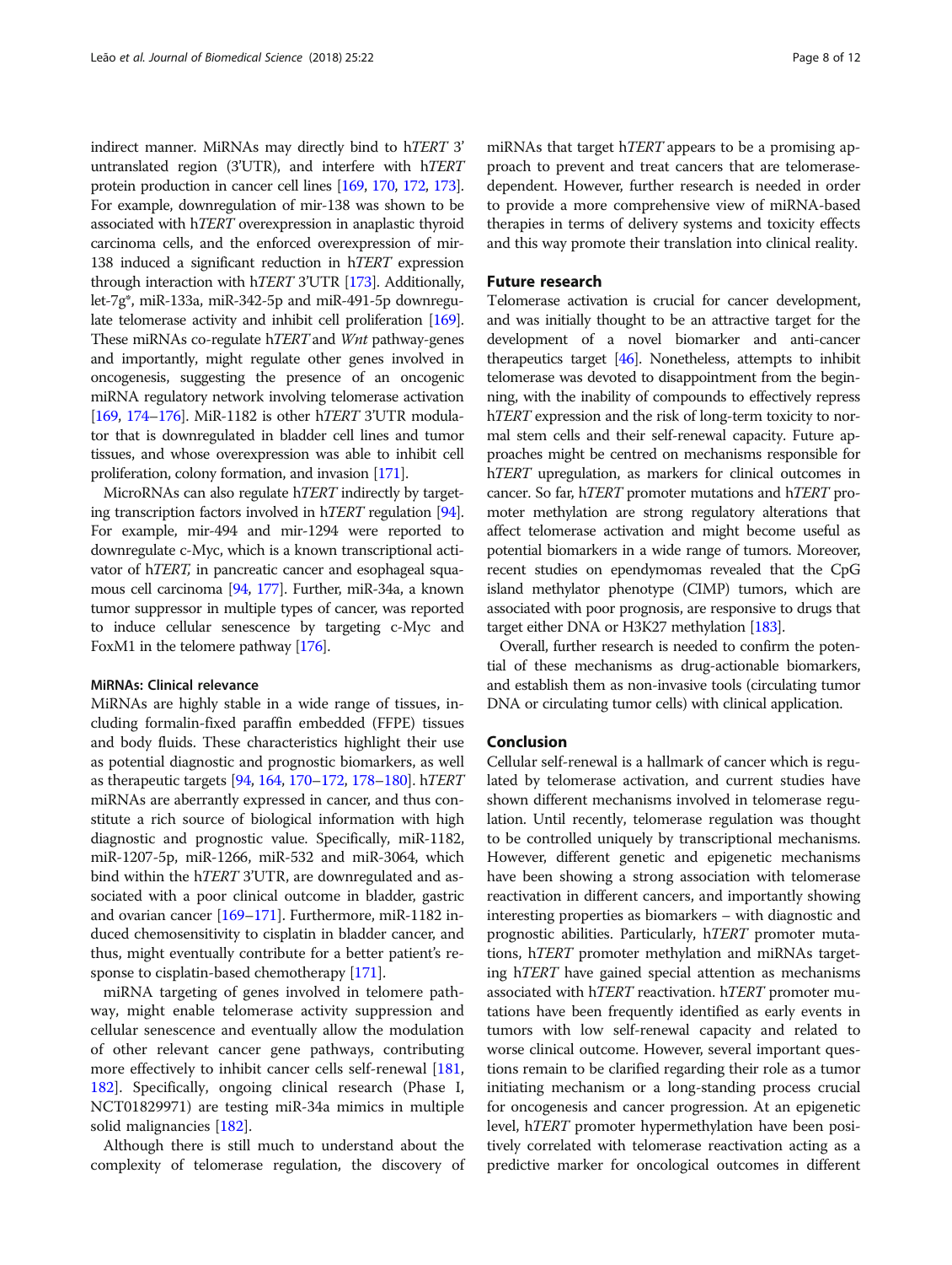indirect manner. MiRNAs may directly bind to h*TERT* 3' untranslated region (3'UTR), and interfere with h*TERT* protein production in cancer cell lines [169, 170, 172, 173]. For example, downregulation of mir-138 was shown to be associated with h*TERT* overexpression in anaplastic thyroid carcinoma cells, and the enforced overexpression of mir-138 induced a significant reduction in h*TERT* expression through interaction with h*TERT* 3'UTR [173]. Additionally, let-7g*, miR-133a, miR-342-5p and miR-491-5p downregulate telomerase activity and inhibit cell proliferation [169]. These miRNAs co-regulate h*TERT* and *Wnt* pathway-genes and importantly, might regulate other genes involved in oncogenesis, suggesting the presence of an oncogenic miRNA regulatory network involving telomerase activation [169, 174–176]. MiR-1182 is other h*TERT* 3'UTR modulator that is downregulated in bladder cell lines and tumor tissues, and whose overexpression was able to inhibit cell proliferation, colony formation, and invasion [171].

MicroRNAs can also regulate h*TERT* indirectly by targeting transcription factors involved in h*TERT* regulation [94]. For example, mir-494 and mir-1294 were reported to downregulate c-Myc, which is a known transcriptional activator of h*TERT,* in pancreatic cancer and esophageal squamous cell carcinoma [94, 177]. Further, miR-34a, a known tumor suppressor in multiple types of cancer, was reported to induce cellular senescence by targeting c-Myc and FoxM1 in the telomere pathway [176].

#### MiRNAs: Clinical relevance

MiRNAs are highly stable in a wide range of tissues, including formalin-fixed paraffin embedded (FFPE) tissues and body fluids. These characteristics highlight their use as potential diagnostic and prognostic biomarkers, as well as therapeutic targets [94, 164, 170–172, 178–180]. h*TERT* miRNAs are aberrantly expressed in cancer, and thus constitute a rich source of biological information with high diagnostic and prognostic value. Specifically, miR-1182, miR-1207-5p, miR-1266, miR-532 and miR-3064, which bind within the h*TERT* 3'UTR, are downregulated and associated with a poor clinical outcome in bladder, gastric and ovarian cancer [169–171]. Furthermore, miR-1182 induced chemosensitivity to cisplatin in bladder cancer, and thus, might eventually contribute for a better patient's response to cisplatin-based chemotherapy [171].

miRNA targeting of genes involved in telomere pathway, might enable telomerase activity suppression and cellular senescence and eventually allow the modulation of other relevant cancer gene pathways, contributing more effectively to inhibit cancer cells self-renewal [181, 182]. Specifically, ongoing clinical research (Phase I, NCT01829971) are testing miR-34a mimics in multiple solid malignancies [182].

Although there is still much to understand about the complexity of telomerase regulation, the discovery of miRNAs that target h*TERT* appears to be a promising approach to prevent and treat cancers that are telomerase-dependent. However, further research is needed in order to provide a more comprehensive view of miRNA-based therapies in terms of delivery systems and toxicity effects and this way promote their translation into clinical reality.

## Future research

Telomerase activation is crucial for cancer development, and was initially thought to be an attractive target for the development of a novel biomarker and anti-cancer therapeutics target [46]. Nonetheless, attempts to inhibit telomerase was devoted to disappointment from the beginning, with the inability of compounds to effectively repress h*TERT* expression and the risk of long-term toxicity to normal stem cells and their self-renewal capacity. Future approaches might be centred on mechanisms responsible for h*TERT* upregulation, as markers for clinical outcomes in cancer. So far, h*TERT* promoter mutations and h*TERT* promoter methylation are strong regulatory alterations that affect telomerase activation and might become useful as potential biomarkers in a wide range of tumors. Moreover, recent studies on ependymomas revealed that the CpG island methylator phenotype (CIMP) tumors, which are associated with poor prognosis, are responsive to drugs that target either DNA or H3K27 methylation [183].

Overall, further research is needed to confirm the potential of these mechanisms as drug-actionable biomarkers, and establish them as non-invasive tools (circulating tumor DNA or circulating tumor cells) with clinical application.

## Conclusion

Cellular self-renewal is a hallmark of cancer which is regulated by telomerase activation, and current studies have shown different mechanisms involved in telomerase regulation. Until recently, telomerase regulation was thought to be controlled uniquely by transcriptional mechanisms. However, different genetic and epigenetic mechanisms have been showing a strong association with telomerase reactivation in different cancers, and importantly showing interesting properties as biomarkers – with diagnostic and prognostic abilities. Particularly, h*TERT* promoter mutations, h*TERT* promoter methylation and miRNAs targeting h*TERT* have gained special attention as mechanisms associated with h*TERT* reactivation. h*TERT* promoter mutations have been frequently identified as early events in tumors with low self-renewal capacity and related to worse clinical outcome. However, several important questions remain to be clarified regarding their role as a tumor initiating mechanism or a long-standing process crucial for oncogenesis and cancer progression. At an epigenetic level, h*TERT* promoter hypermethylation have been positively correlated with telomerase reactivation acting as a predictive marker for oncological outcomes in different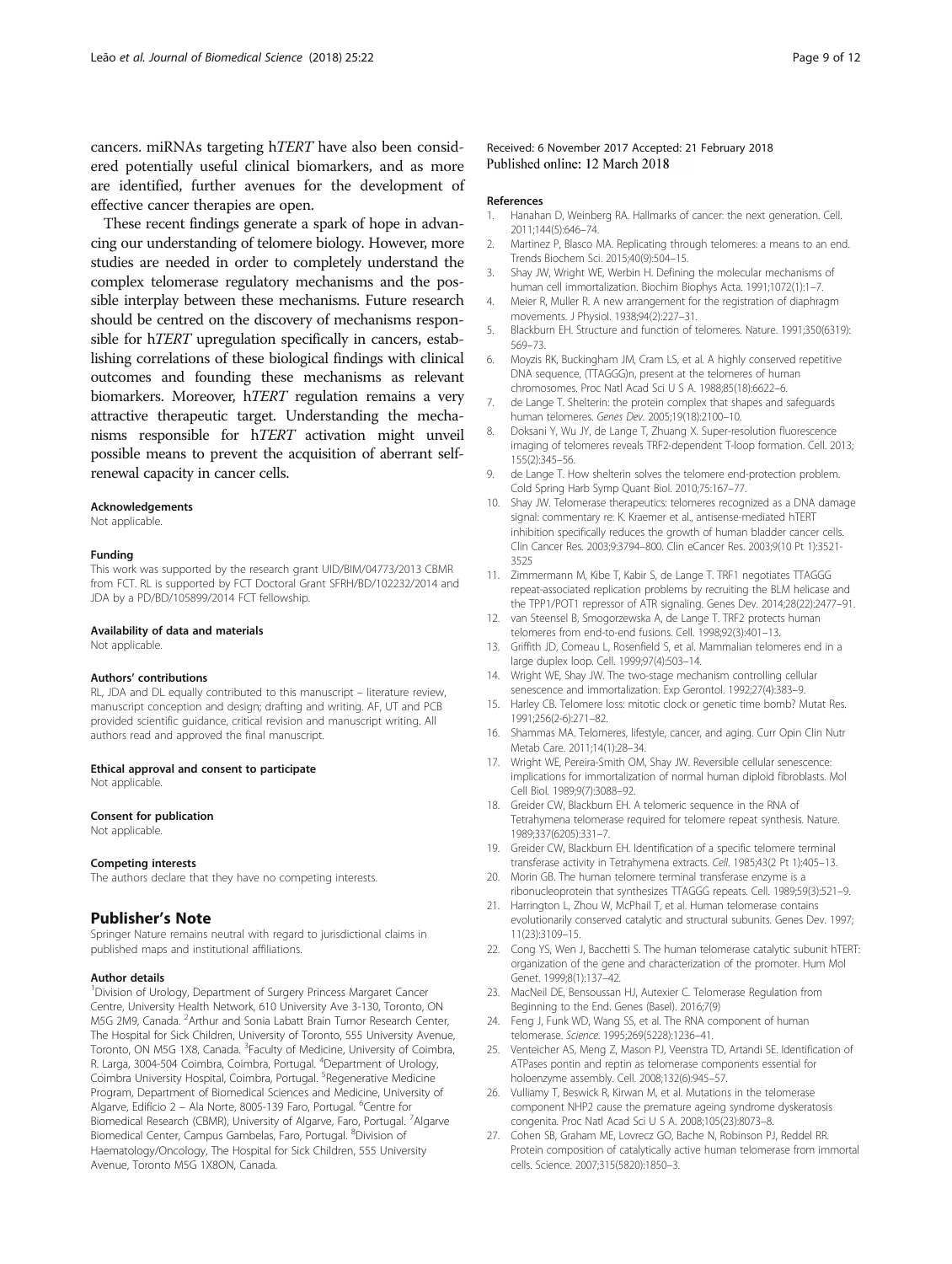cancers. miRNAs targeting h*TERT* have also been considered potentially useful clinical biomarkers, and as more are identified, further avenues for the development of effective cancer therapies are open.

These recent findings generate a spark of hope in advancing our understanding of telomere biology. However, more studies are needed in order to completely understand the complex telomerase regulatory mechanisms and the possible interplay between these mechanisms. Future research should be centred on the discovery of mechanisms responsible for h*TERT* upregulation specifically in cancers, establishing correlations of these biological findings with clinical outcomes and founding these mechanisms as relevant biomarkers. Moreover, h*TERT* regulation remains a very attractive therapeutic target. Understanding the mechanisms responsible for h*TERT* activation might unveil possible means to prevent the acquisition of aberrant self-renewal capacity in cancer cells.

#### Acknowledgements
Not applicable.

#### Funding
This work was supported by the research grant UID/BIM/04773/2013 CBMR from FCT. RL is supported by FCT Doctoral Grant SFRH/BD/102232/2014 and JDA by a PD/BD/105899/2014 FCT fellowship.

#### Availability of data and materials
Not applicable.

#### Authors' contributions
RL, JDA and DL equally contributed to this manuscript – literature review, manuscript conception and design; drafting and writing. AF, UT and PCB provided scientific guidance, critical revision and manuscript writing. All authors read and approved the final manuscript.

#### Ethical approval and consent to participate
Not applicable.

#### Consent for publication
Not applicable.

#### Competing interests
The authors declare that they have no competing interests.

## Publisher's Note
Springer Nature remains neutral with regard to jurisdictional claims in published maps and institutional affiliations.

#### Author details
[1]Division of Urology, Department of Surgery Princess Margaret Cancer Centre, University Health Network, 610 University Ave 3-130, Toronto, ON M5G 2M9, Canada. [2]Arthur and Sonia Labatt Brain Tumor Research Center, The Hospital for Sick Children, University of Toronto, 555 University Avenue, Toronto, ON M5G 1X8, Canada. [3]Faculty of Medicine, University of Coimbra, R. Larga, 3004-504 Coimbra, Coimbra, Portugal. [4]Department of Urology, Coimbra University Hospital, Coimbra, Portugal. [5]Regenerative Medicine Program, Department of Biomedical Sciences and Medicine, University of Algarve, Edifício 2 – Ala Norte, 8005-139 Faro, Portugal. [6]Centre for Biomedical Research (CBMR), University of Algarve, Faro, Portugal. [7]Algarve Biomedical Center, Campus Gambelas, Faro, Portugal. [8]Division of Haematology/Oncology, The Hospital for Sick Children, 555 University Avenue, Toronto M5G 1X8ON, Canada.

Received: 6 November 2017 Accepted: 21 February 2018
Published online: 12 March 2018

#### References
1. Hanahan D, Weinberg RA. Hallmarks of cancer: the next generation. Cell. 2011;144(5):646–74.
2. Martinez P, Blasco MA. Replicating through telomeres: a means to an end. Trends Biochem Sci. 2015;40(9):504–15.
3. Shay JW, Wright WE, Werbin H. Defining the molecular mechanisms of human cell immortalization. Biochim Biophys Acta. 1991;1072(1):1–7.
4. Meier R, Muller R. A new arrangement for the registration of diaphragm movements. J Physiol. 1938;94(2):227–31.
5. Blackburn EH. Structure and function of telomeres. Nature. 1991;350(6319): 569–73.
6. Moyzis RK, Buckingham JM, Cram LS, et al. A highly conserved repetitive DNA sequence, (TTAGGG)n, present at the telomeres of human chromosomes. Proc Natl Acad Sci U S A. 1988;85(18):6622–6.
7. de Lange T. Shelterin: the protein complex that shapes and safeguards human telomeres. *Genes Dev*. 2005;19(18):2100–10.
8. Doksani Y, Wu JY, de Lange T, Zhuang X. Super-resolution fluorescence imaging of telomeres reveals TRF2-dependent T-loop formation. Cell. 2013; 155(2):345–56.
9. de Lange T. How shelterin solves the telomere end-protection problem. Cold Spring Harb Symp Quant Biol. 2010;75:167–77.
10. Shay JW. Telomerase therapeutics: telomeres recognized as a DNA damage signal: commentary re: K. Kraemer et al., antisense-mediated hTERT inhibition specifically reduces the growth of human bladder cancer cells. Clin Cancer Res. 2003;9:3794–800. Clin eCancer Res. 2003;9(10 Pt 1):3521-3525
11. Zimmermann M, Kibe T, Kabir S, de Lange T. TRF1 negotiates TTAGGG repeat-associated replication problems by recruiting the BLM helicase and the TPP1/POT1 repressor of ATR signaling. Genes Dev. 2014;28(22):2477–91.
12. van Steensel B, Smogorzewska A, de Lange T. TRF2 protects human telomeres from end-to-end fusions. Cell. 1998;92(3):401–13.
13. Griffith JD, Comeau L, Rosenfield S, et al. Mammalian telomeres end in a large duplex loop. Cell. 1999;97(4):503–14.
14. Wright WE, Shay JW. The two-stage mechanism controlling cellular senescence and immortalization. Exp Gerontol. 1992;27(4):383–9.
15. Harley CB. Telomere loss: mitotic clock or genetic time bomb? Mutat Res. 1991;256(2-6):271–82.
16. Shammas MA. Telomeres, lifestyle, cancer, and aging. Curr Opin Clin Nutr Metab Care. 2011;14(1):28–34.
17. Wright WE, Pereira-Smith OM, Shay JW. Reversible cellular senescence: implications for immortalization of normal human diploid fibroblasts. Mol Cell Biol. 1989;9(7):3088–92.
18. Greider CW, Blackburn EH. A telomeric sequence in the RNA of Tetrahymena telomerase required for telomere repeat synthesis. Nature. 1989;337(6205):331–7.
19. Greider CW, Blackburn EH. Identification of a specific telomere terminal transferase activity in Tetrahymena extracts. *Cell*. 1985;43(2 Pt 1):405–13.
20. Morin GB. The human telomere terminal transferase enzyme is a ribonucleoprotein that synthesizes TTAGGG repeats. Cell. 1989;59(3):521–9.
21. Harrington L, Zhou W, McPhail T, et al. Human telomerase contains evolutionarily conserved catalytic and structural subunits. Genes Dev. 1997; 11(23):3109–15.
22. Cong YS, Wen J, Bacchetti S. The human telomerase catalytic subunit hTERT: organization of the gene and characterization of the promoter. Hum Mol Genet. 1999;8(1):137–42.
23. MacNeil DE, Bensoussan HJ, Autexier C. Telomerase Regulation from Beginning to the End. Genes (Basel). 2016;7(9)
24. Feng J, Funk WD, Wang SS, et al. The RNA component of human telomerase. *Science*. 1995;269(5228):1236–41.
25. Venteicher AS, Meng Z, Mason PJ, Veenstra TD, Artandi SE. Identification of ATPases pontin and reptin as telomerase components essential for holoenzyme assembly. Cell. 2008;132(6):945–57.
26. Vulliamy T, Beswick R, Kirwan M, et al. Mutations in the telomerase component NHP2 cause the premature ageing syndrome dyskeratosis congenita. Proc Natl Acad Sci U S A. 2008;105(23):8073–8.
27. Cohen SB, Graham ME, Lovrecz GO, Bache N, Robinson PJ, Reddel RR. Protein composition of catalytically active human telomerase from immortal cells. Science. 2007;315(5820):1850–3.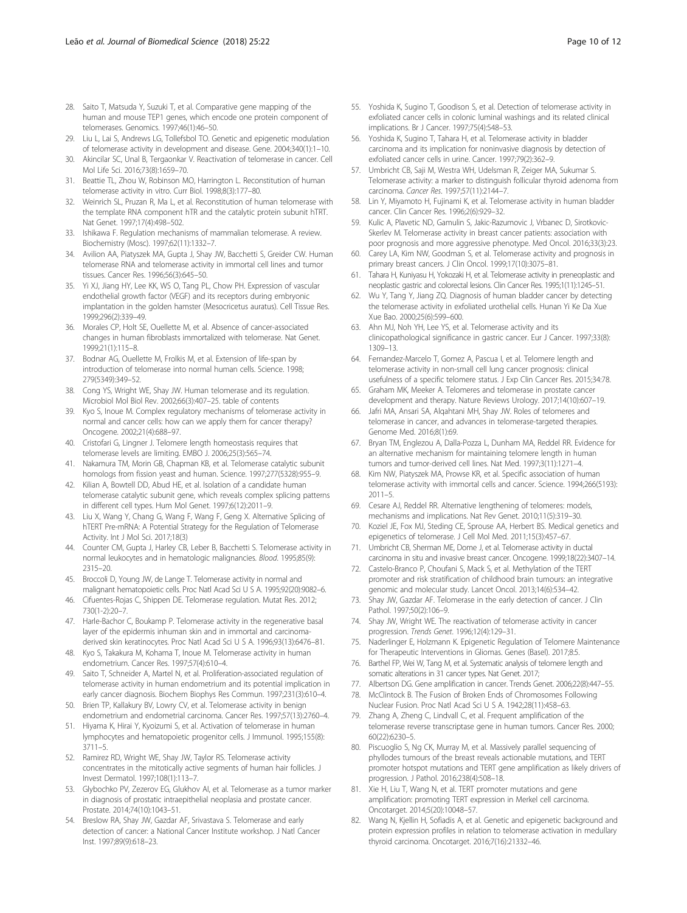28. Saito T, Matsuda Y, Suzuki T, et al. Comparative gene mapping of the human and mouse TEP1 genes, which encode one protein component of telomerases. Genomics. 1997;46(1):46–50.
29. Liu L, Lai S, Andrews LG, Tollefsbol TO. Genetic and epigenetic modulation of telomerase activity in development and disease. Gene. 2004;340(1):1–10.
30. Akincilar SC, Unal B, Tergaonkar V. Reactivation of telomerase in cancer. Cell Mol Life Sci. 2016;73(8):1659–70.
31. Beattie TL, Zhou W, Robinson MO, Harrington L. Reconstitution of human telomerase activity in vitro. Curr Biol. 1998;8(3):177–80.
32. Weinrich SL, Pruzan R, Ma L, et al. Reconstitution of human telomerase with the template RNA component hTR and the catalytic protein subunit hTRT. Nat Genet. 1997;17(4):498–502.
33. Ishikawa F. Regulation mechanisms of mammalian telomerase. A review. Biochemistry (Mosc). 1997;62(11):1332–7.
34. Avilion AA, Piatyszek MA, Gupta J, Shay JW, Bacchetti S, Greider CW. Human telomerase RNA and telomerase activity in immortal cell lines and tumor tissues. Cancer Res. 1996;56(3):645–50.
35. Yi XJ, Jiang HY, Lee KK, WS O, Tang PL, Chow PH. Expression of vascular endothelial growth factor (VEGF) and its receptors during embryonic implantation in the golden hamster (Mesocricetus auratus). Cell Tissue Res. 1999;296(2):339–49.
36. Morales CP, Holt SE, Ouellette M, et al. Absence of cancer-associated changes in human fibroblasts immortalized with telomerase. Nat Genet. 1999;21(1):115–8.
37. Bodnar AG, Ouellette M, Frolkis M, et al. Extension of life-span by introduction of telomerase into normal human cells. Science. 1998; 279(5349):349–52.
38. Cong YS, Wright WE, Shay JW. Human telomerase and its regulation. Microbiol Mol Biol Rev. 2002;66(3):407–25. table of contents
39. Kyo S, Inoue M. Complex regulatory mechanisms of telomerase activity in normal and cancer cells: how can we apply them for cancer therapy? Oncogene. 2002;21(4):688–97.
40. Cristofari G, Lingner J. Telomere length homeostasis requires that telomerase levels are limiting. EMBO J. 2006;25(3):565–74.
41. Nakamura TM, Morin GB, Chapman KB, et al. Telomerase catalytic subunit homologs from fission yeast and human. Science. 1997;277(5328):955–9.
42. Kilian A, Bowtell DD, Abud HE, et al. Isolation of a candidate human telomerase catalytic subunit gene, which reveals complex splicing patterns in different cell types. Hum Mol Genet. 1997;6(12):2011–9.
43. Liu X, Wang Y, Chang G, Wang F, Wang F, Geng X. Alternative Splicing of hTERT Pre-mRNA: A Potential Strategy for the Regulation of Telomerase Activity. Int J Mol Sci. 2017;18(3)
44. Counter CM, Gupta J, Harley CB, Leber B, Bacchetti S. Telomerase activity in normal leukocytes and in hematologic malignancies. *Blood*. 1995;85(9): 2315–20.
45. Broccoli D, Young JW, de Lange T. Telomerase activity in normal and malignant hematopoietic cells. Proc Natl Acad Sci U S A. 1995;92(20):9082–6.
46. Cifuentes-Rojas C, Shippen DE. Telomerase regulation. Mutat Res. 2012; 730(1-2):20–7.
47. Harle-Bachor C, Boukamp P. Telomerase activity in the regenerative basal layer of the epidermis inhuman skin and in immortal and carcinoma-derived skin keratinocytes. Proc Natl Acad Sci U S A. 1996;93(13):6476–81.
48. Kyo S, Takakura M, Kohama T, Inoue M. Telomerase activity in human endometrium. Cancer Res. 1997;57(4):610–4.
49. Saito T, Schneider A, Martel N, et al. Proliferation-associated regulation of telomerase activity in human endometrium and its potential implication in early cancer diagnosis. Biochem Biophys Res Commun. 1997;231(3):610–4.
50. Brien TP, Kallakury BV, Lowry CV, et al. Telomerase activity in benign endometrium and endometrial carcinoma. Cancer Res. 1997;57(13):2760–4.
51. Hiyama K, Hirai Y, Kyoizumi S, et al. Activation of telomerase in human lymphocytes and hematopoietic progenitor cells. J Immunol. 1995;155(8): 3711–5.
52. Ramirez RD, Wright WE, Shay JW, Taylor RS. Telomerase activity concentrates in the mitotically active segments of human hair follicles. J Invest Dermatol. 1997;108(1):113–7.
53. Glybochko PV, Zezerov EG, Glukhov AI, et al. Telomerase as a tumor marker in diagnosis of prostatic intraepithelial neoplasia and prostate cancer. Prostate. 2014;74(10):1043–51.
54. Breslow RA, Shay JW, Gazdar AF, Srivastava S. Telomerase and early detection of cancer: a National Cancer Institute workshop. J Natl Cancer Inst. 1997;89(9):618–23.
55. Yoshida K, Sugino T, Goodison S, et al. Detection of telomerase activity in exfoliated cancer cells in colonic luminal washings and its related clinical implications. Br J Cancer. 1997;75(4):548–53.
56. Yoshida K, Sugino T, Tahara H, et al. Telomerase activity in bladder carcinoma and its implication for noninvasive diagnosis by detection of exfoliated cancer cells in urine. Cancer. 1997;79(2):362–9.
57. Umbricht CB, Saji M, Westra WH, Udelsman R, Zeiger MA, Sukumar S. Telomerase activity: a marker to distinguish follicular thyroid adenoma from carcinoma. *Cancer Res*. 1997;57(11):2144–7.
58. Lin Y, Miyamoto H, Fujinami K, et al. Telomerase activity in human bladder cancer. Clin Cancer Res. 1996;2(6):929–32.
59. Kulic A, Plavetic ND, Gamulin S, Jakic-Razumovic J, Vrbanec D, Sirotkovic-Skerlev M. Telomerase activity in breast cancer patients: association with poor prognosis and more aggressive phenotype. Med Oncol. 2016;33(3):23.
60. Carey LA, Kim NW, Goodman S, et al. Telomerase activity and prognosis in primary breast cancers. J Clin Oncol. 1999;17(10):3075–81.
61. Tahara H, Kuniyasu H, Yokozaki H, et al. Telomerase activity in preneoplastic and neoplastic gastric and colorectal lesions. Clin Cancer Res. 1995;1(11):1245–51.
62. Wu Y, Tang Y, Jiang ZQ. Diagnosis of human bladder cancer by detecting the telomerase activity in exfoliated urothelial cells. Hunan Yi Ke Da Xue Xue Bao. 2000;25(6):599–600.
63. Ahn MJ, Noh YH, Lee YS, et al. Telomerase activity and its clinicopathological significance in gastric cancer. Eur J Cancer. 1997;33(8): 1309–13.
64. Fernandez-Marcelo T, Gomez A, Pascua I, et al. Telomere length and telomerase activity in non-small cell lung cancer prognosis: clinical usefulness of a specific telomere status. J Exp Clin Cancer Res. 2015;34:78.
65. Graham MK, Meeker A. Telomeres and telomerase in prostate cancer development and therapy. Nature Reviews Urology. 2017;14(10):607–19.
66. Jafri MA, Ansari SA, Alqahtani MH, Shay JW. Roles of telomeres and telomerase in cancer, and advances in telomerase-targeted therapies. Genome Med. 2016;8(1):69.
67. Bryan TM, Englezou A, Dalla-Pozza L, Dunham MA, Reddel RR. Evidence for an alternative mechanism for maintaining telomere length in human tumors and tumor-derived cell lines. Nat Med. 1997;3(11):1271–4.
68. Kim NW, Piatyszek MA, Prowse KR, et al. Specific association of human telomerase activity with immortal cells and cancer. Science. 1994;266(5193): 2011–5.
69. Cesare AJ, Reddel RR. Alternative lengthening of telomeres: models, mechanisms and implications. Nat Rev Genet. 2010;11(5):319–30.
70. Koziel JE, Fox MJ, Steding CE, Sprouse AA, Herbert BS. Medical genetics and epigenetics of telomerase. J Cell Mol Med. 2011;15(3):457–67.
71. Umbricht CB, Sherman ME, Dome J, et al. Telomerase activity in ductal carcinoma in situ and invasive breast cancer. Oncogene. 1999;18(22):3407–14.
72. Castelo-Branco P, Choufani S, Mack S, et al. Methylation of the TERT promoter and risk stratification of childhood brain tumours: an integrative genomic and molecular study. Lancet Oncol. 2013;14(6):534–42.
73. Shay JW, Gazdar AF. Telomerase in the early detection of cancer. J Clin Pathol. 1997;50(2):106–9.
74. Shay JW, Wright WE. The reactivation of telomerase activity in cancer progression. *Trends Genet*. 1996;12(4):129–31.
75. Naderlinger E, Holzmann K. Epigenetic Regulation of Telomere Maintenance for Therapeutic Interventions in Gliomas. Genes (Basel). 2017;8:5.
76. Barthel FP, Wei W, Tang M, et al. Systematic analysis of telomere length and somatic alterations in 31 cancer types. Nat Genet. 2017;
77. Albertson DG. Gene amplification in cancer. Trends Genet. 2006;22(8):447–55.
78. McClintock B. The Fusion of Broken Ends of Chromosomes Following Nuclear Fusion. Proc Natl Acad Sci U S A. 1942;28(11):458–63.
79. Zhang A, Zheng C, Lindvall C, et al. Frequent amplification of the telomerase reverse transcriptase gene in human tumors. Cancer Res. 2000; 60(22):6230–5.
80. Piscuoglio S, Ng CK, Murray M, et al. Massively parallel sequencing of phyllodes tumours of the breast reveals actionable mutations, and TERT promoter hotspot mutations and TERT gene amplification as likely drivers of progression. J Pathol. 2016;238(4):508–18.
81. Xie H, Liu T, Wang N, et al. TERT promoter mutations and gene amplification: promoting TERT expression in Merkel cell carcinoma. Oncotarget. 2014;5(20):10048–57.
82. Wang N, Kjellin H, Sofiadis A, et al. Genetic and epigenetic background and protein expression profiles in relation to telomerase activation in medullary thyroid carcinoma. Oncotarget. 2016;7(16):21332–46.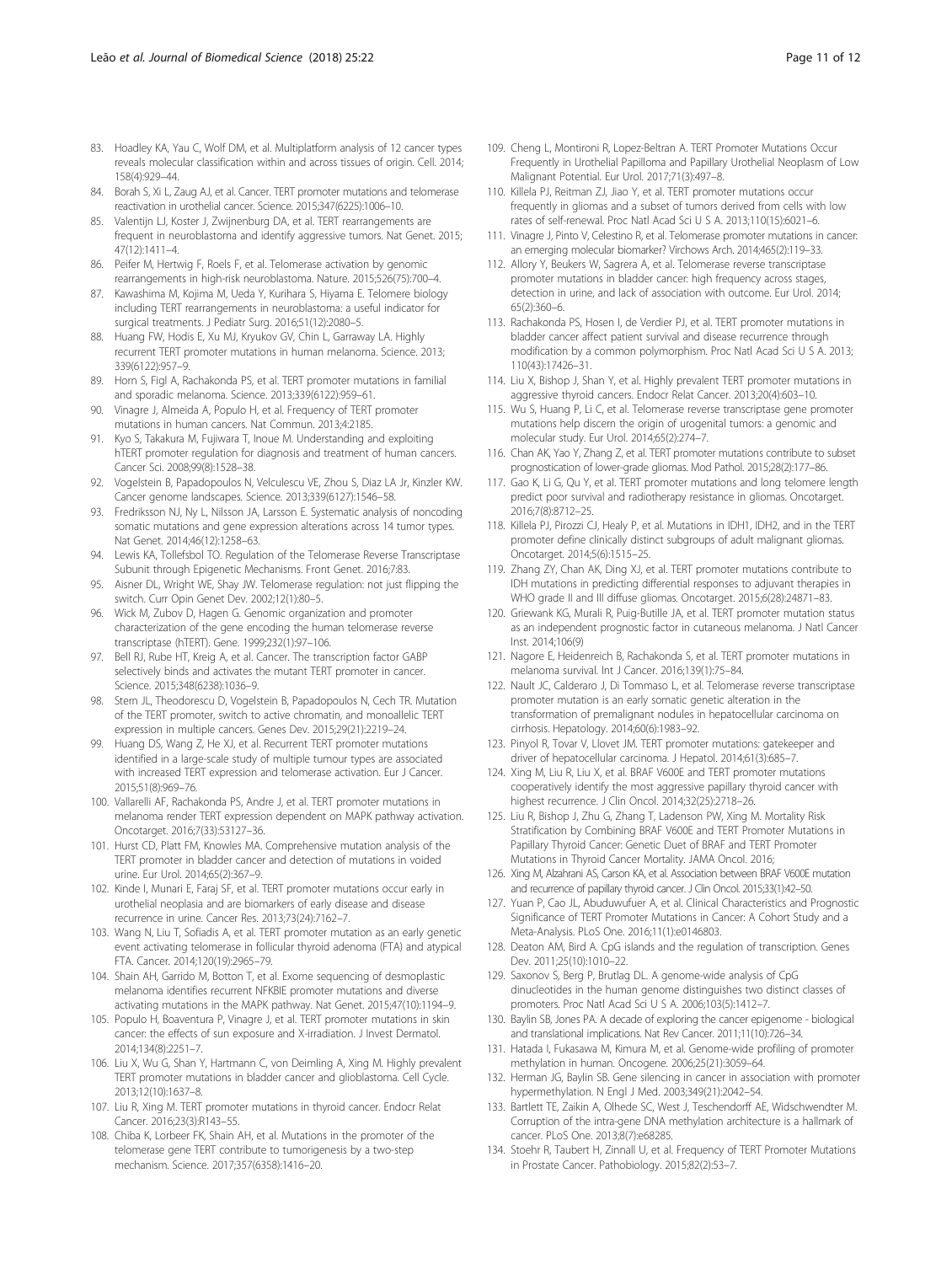83. Hoadley KA, Yau C, Wolf DM, et al. Multiplatform analysis of 12 cancer types reveals molecular classification within and across tissues of origin. Cell. 2014; 158(4):929–44.
84. Borah S, Xi L, Zaug AJ, et al. Cancer. TERT promoter mutations and telomerase reactivation in urothelial cancer. Science. 2015;347(6225):1006–10.
85. Valentijn LJ, Koster J, Zwijnenburg DA, et al. TERT rearrangements are frequent in neuroblastoma and identify aggressive tumors. Nat Genet. 2015; 47(12):1411–4.
86. Peifer M, Hertwig F, Roels F, et al. Telomerase activation by genomic rearrangements in high-risk neuroblastoma. Nature. 2015;526(75):700–4.
87. Kawashima M, Kojima M, Ueda Y, Kurihara S, Hiyama E. Telomere biology including TERT rearrangements in neuroblastoma: a useful indicator for surgical treatments. J Pediatr Surg. 2016;51(12):2080–5.
88. Huang FW, Hodis E, Xu MJ, Kryukov GV, Chin L, Garraway LA. Highly recurrent TERT promoter mutations in human melanoma. Science. 2013; 339(6122):957–9.
89. Horn S, Figl A, Rachakonda PS, et al. TERT promoter mutations in familial and sporadic melanoma. Science. 2013;339(6122):959–61.
90. Vinagre J, Almeida A, Populo H, et al. Frequency of TERT promoter mutations in human cancers. Nat Commun. 2013;4:2185.
91. Kyo S, Takakura M, Fujiwara T, Inoue M. Understanding and exploiting hTERT promoter regulation for diagnosis and treatment of human cancers. Cancer Sci. 2008;99(8):1528–38.
92. Vogelstein B, Papadopoulos N, Velculescu VE, Zhou S, Diaz LA Jr, Kinzler KW. Cancer genome landscapes. Science. 2013;339(6127):1546–58.
93. Fredriksson NJ, Ny L, Nilsson JA, Larsson E. Systematic analysis of noncoding somatic mutations and gene expression alterations across 14 tumor types. Nat Genet. 2014;46(12):1258–63.
94. Lewis KA, Tollefsbol TO. Regulation of the Telomerase Reverse Transcriptase Subunit through Epigenetic Mechanisms. Front Genet. 2016;7:83.
95. Aisner DL, Wright WE, Shay JW. Telomerase regulation: not just flipping the switch. Curr Opin Genet Dev. 2002;12(1):80–5.
96. Wick M, Zubov D, Hagen G. Genomic organization and promoter characterization of the gene encoding the human telomerase reverse transcriptase (hTERT). Gene. 1999;232(1):97–106.
97. Bell RJ, Rube HT, Kreig A, et al. Cancer. The transcription factor GABP selectively binds and activates the mutant TERT promoter in cancer. Science. 2015;348(6238):1036–9.
98. Stern JL, Theodorescu D, Vogelstein B, Papadopoulos N, Cech TR. Mutation of the TERT promoter, switch to active chromatin, and monoallelic TERT expression in multiple cancers. Genes Dev. 2015;29(21):2219–24.
99. Huang DS, Wang Z, He XJ, et al. Recurrent TERT promoter mutations identified in a large-scale study of multiple tumour types are associated with increased TERT expression and telomerase activation. Eur J Cancer. 2015;51(8):969–76.
100. Vallarelli AF, Rachakonda PS, Andre J, et al. TERT promoter mutations in melanoma render TERT expression dependent on MAPK pathway activation. Oncotarget. 2016;7(33):53127–36.
101. Hurst CD, Platt FM, Knowles MA. Comprehensive mutation analysis of the TERT promoter in bladder cancer and detection of mutations in voided urine. Eur Urol. 2014;65(2):367–9.
102. Kinde I, Munari E, Faraj SF, et al. TERT promoter mutations occur early in urothelial neoplasia and are biomarkers of early disease and disease recurrence in urine. Cancer Res. 2013;73(24):7162–7.
103. Wang N, Liu T, Sofiadis A, et al. TERT promoter mutation as an early genetic event activating telomerase in follicular thyroid adenoma (FTA) and atypical FTA. Cancer. 2014;120(19):2965–79.
104. Shain AH, Garrido M, Botton T, et al. Exome sequencing of desmoplastic melanoma identifies recurrent NFKBIE promoter mutations and diverse activating mutations in the MAPK pathway. Nat Genet. 2015;47(10):1194–9.
105. Populo H, Boaventura P, Vinagre J, et al. TERT promoter mutations in skin cancer: the effects of sun exposure and X-irradiation. J Invest Dermatol. 2014;134(8):2251–7.
106. Liu X, Wu G, Shan Y, Hartmann C, von Deimling A, Xing M. Highly prevalent TERT promoter mutations in bladder cancer and glioblastoma. Cell Cycle. 2013;12(10):1637–8.
107. Liu R, Xing M. TERT promoter mutations in thyroid cancer. Endocr Relat Cancer. 2016;23(3):R143–55.
108. Chiba K, Lorbeer FK, Shain AH, et al. Mutations in the promoter of the telomerase gene TERT contribute to tumorigenesis by a two-step mechanism. Science. 2017;357(6358):1416–20.
109. Cheng L, Montironi R, Lopez-Beltran A. TERT Promoter Mutations Occur Frequently in Urothelial Papilloma and Papillary Urothelial Neoplasm of Low Malignant Potential. Eur Urol. 2017;71(3):497–8.
110. Killela PJ, Reitman ZJ, Jiao Y, et al. TERT promoter mutations occur frequently in gliomas and a subset of tumors derived from cells with low rates of self-renewal. Proc Natl Acad Sci U S A. 2013;110(15):6021–6.
111. Vinagre J, Pinto V, Celestino R, et al. Telomerase promoter mutations in cancer: an emerging molecular biomarker? Virchows Arch. 2014;465(2):119–33.
112. Allory Y, Beukers W, Sagrera A, et al. Telomerase reverse transcriptase promoter mutations in bladder cancer: high frequency across stages, detection in urine, and lack of association with outcome. Eur Urol. 2014; 65(2):360–6.
113. Rachakonda PS, Hosen I, de Verdier PJ, et al. TERT promoter mutations in bladder cancer affect patient survival and disease recurrence through modification by a common polymorphism. Proc Natl Acad Sci U S A. 2013; 110(43):17426–31.
114. Liu X, Bishop J, Shan Y, et al. Highly prevalent TERT promoter mutations in aggressive thyroid cancers. Endocr Relat Cancer. 2013;20(4):603–10.
115. Wu S, Huang P, Li C, et al. Telomerase reverse transcriptase gene promoter mutations help discern the origin of urogenital tumors: a genomic and molecular study. Eur Urol. 2014;65(2):274–7.
116. Chan AK, Yao Y, Zhang Z, et al. TERT promoter mutations contribute to subset prognostication of lower-grade gliomas. Mod Pathol. 2015;28(2):177–86.
117. Gao K, Li G, Qu Y, et al. TERT promoter mutations and long telomere length predict poor survival and radiotherapy resistance in gliomas. Oncotarget. 2016;7(8):8712–25.
118. Killela PJ, Pirozzi CJ, Healy P, et al. Mutations in IDH1, IDH2, and in the TERT promoter define clinically distinct subgroups of adult malignant gliomas. Oncotarget. 2014;5(6):1515–25.
119. Zhang ZY, Chan AK, Ding XJ, et al. TERT promoter mutations contribute to IDH mutations in predicting differential responses to adjuvant therapies in WHO grade II and III diffuse gliomas. Oncotarget. 2015;6(28):24871–83.
120. Griewank KG, Murali R, Puig-Butille JA, et al. TERT promoter mutation status as an independent prognostic factor in cutaneous melanoma. J Natl Cancer Inst. 2014;106(9)
121. Nagore E, Heidenreich B, Rachakonda S, et al. TERT promoter mutations in melanoma survival. Int J Cancer. 2016;139(1):75–84.
122. Nault JC, Calderaro J, Di Tommaso L, et al. Telomerase reverse transcriptase promoter mutation is an early somatic genetic alteration in the transformation of premalignant nodules in hepatocellular carcinoma on cirrhosis. Hepatology. 2014;60(6):1983–92.
123. Pinyol R, Tovar V, Llovet JM. TERT promoter mutations: gatekeeper and driver of hepatocellular carcinoma. J Hepatol. 2014;61(3):685–7.
124. Xing M, Liu R, Liu X, et al. BRAF V600E and TERT promoter mutations cooperatively identify the most aggressive papillary thyroid cancer with highest recurrence. J Clin Oncol. 2014;32(25):2718–26.
125. Liu R, Bishop J, Zhu G, Zhang T, Ladenson PW, Xing M. Mortality Risk Stratification by Combining BRAF V600E and TERT Promoter Mutations in Papillary Thyroid Cancer: Genetic Duet of BRAF and TERT Promoter Mutations in Thyroid Cancer Mortality. JAMA Oncol. 2016;
126. Xing M, Alzahrani AS, Carson KA, et al. Association between BRAF V600E mutation and recurrence of papillary thyroid cancer. J Clin Oncol. 2015;33(1):42–50.
127. Yuan P, Cao JL, Abuduwufuer A, et al. Clinical Characteristics and Prognostic Significance of TERT Promoter Mutations in Cancer: A Cohort Study and a Meta-Analysis. PLoS One. 2016;11(1):e0146803.
128. Deaton AM, Bird A. CpG islands and the regulation of transcription. Genes Dev. 2011;25(10):1010–22.
129. Saxonov S, Berg P, Brutlag DL. A genome-wide analysis of CpG dinucleotides in the human genome distinguishes two distinct classes of promoters. Proc Natl Acad Sci U S A. 2006;103(5):1412–7.
130. Baylin SB, Jones PA. A decade of exploring the cancer epigenome - biological and translational implications. Nat Rev Cancer. 2011;11(10):726–34.
131. Hatada I, Fukasawa M, Kimura M, et al. Genome-wide profiling of promoter methylation in human. Oncogene. 2006;25(21):3059–64.
132. Herman JG, Baylin SB. Gene silencing in cancer in association with promoter hypermethylation. N Engl J Med. 2003;349(21):2042–54.
133. Bartlett TE, Zaikin A, Olhede SC, West J, Teschendorff AE, Widschwendter M. Corruption of the intra-gene DNA methylation architecture is a hallmark of cancer. PLoS One. 2013;8(7):e68285.
134. Stoehr R, Taubert H, Zinnall U, et al. Frequency of TERT Promoter Mutations in Prostate Cancer. Pathobiology. 2015;82(2):53–7.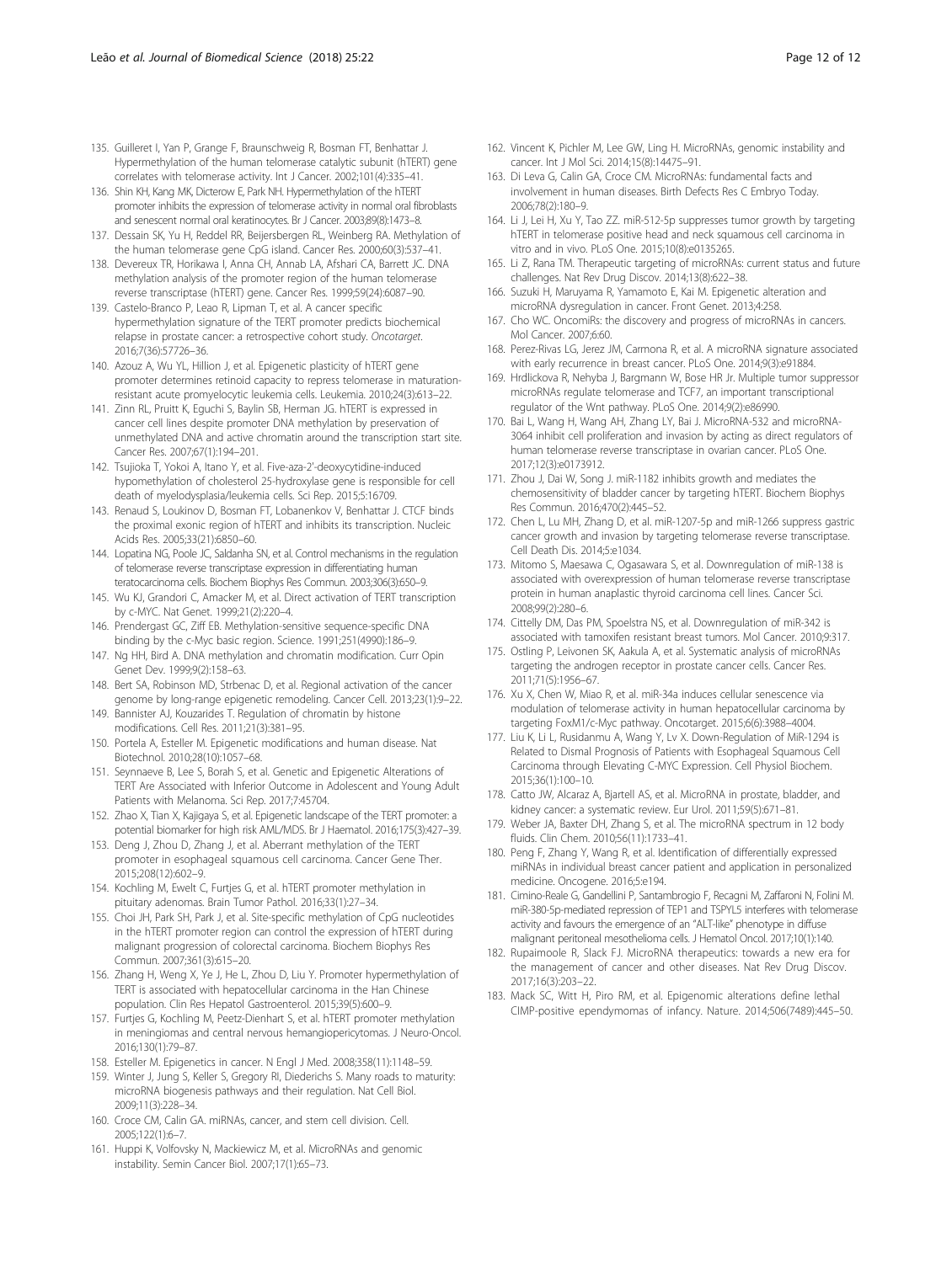135. Guilleret I, Yan P, Grange F, Braunschweig R, Bosman FT, Benhattar J. Hypermethylation of the human telomerase catalytic subunit (hTERT) gene correlates with telomerase activity. Int J Cancer. 2002;101(4):335–41.
136. Shin KH, Kang MK, Dicterow E, Park NH. Hypermethylation of the hTERT promoter inhibits the expression of telomerase activity in normal oral fibroblasts and senescent normal oral keratinocytes. Br J Cancer. 2003;89(8):1473–8.
137. Dessain SK, Yu H, Reddel RR, Beijersbergen RL, Weinberg RA. Methylation of the human telomerase gene CpG island. Cancer Res. 2000;60(3):537–41.
138. Devereux TR, Horikawa I, Anna CH, Annab LA, Afshari CA, Barrett JC. DNA methylation analysis of the promoter region of the human telomerase reverse transcriptase (hTERT) gene. Cancer Res. 1999;59(24):6087–90.
139. Castelo-Branco P, Leao R, Lipman T, et al. A cancer specific hypermethylation signature of the TERT promoter predicts biochemical relapse in prostate cancer: a retrospective cohort study. *Oncotarget*. 2016;7(36):57726–36.
140. Azouz A, Wu YL, Hillion J, et al. Epigenetic plasticity of hTERT gene promoter determines retinoid capacity to repress telomerase in maturation-resistant acute promyelocytic leukemia cells. Leukemia. 2010;24(3):613–22.
141. Zinn RL, Pruitt K, Eguchi S, Baylin SB, Herman JG. hTERT is expressed in cancer cell lines despite promoter DNA methylation by preservation of unmethylated DNA and active chromatin around the transcription start site. Cancer Res. 2007;67(1):194–201.
142. Tsujioka T, Yokoi A, Itano Y, et al. Five-aza-2'-deoxycytidine-induced hypomethylation of cholesterol 25-hydroxylase gene is responsible for cell death of myelodysplasia/leukemia cells. Sci Rep. 2015;5:16709.
143. Renaud S, Loukinov D, Bosman FT, Lobanenkov V, Benhattar J. CTCF binds the proximal exonic region of hTERT and inhibits its transcription. Nucleic Acids Res. 2005;33(21):6850–60.
144. Lopatina NG, Poole JC, Saldanha SN, et al. Control mechanisms in the regulation of telomerase reverse transcriptase expression in differentiating human teratocarcinoma cells. Biochem Biophys Res Commun. 2003;306(3):650–9.
145. Wu KJ, Grandori C, Amacker M, et al. Direct activation of TERT transcription by c-MYC. Nat Genet. 1999;21(2):220–4.
146. Prendergast GC, Ziff EB. Methylation-sensitive sequence-specific DNA binding by the c-Myc basic region. Science. 1991;251(4990):186–9.
147. Ng HH, Bird A. DNA methylation and chromatin modification. Curr Opin Genet Dev. 1999;9(2):158–63.
148. Bert SA, Robinson MD, Strbenac D, et al. Regional activation of the cancer genome by long-range epigenetic remodeling. Cancer Cell. 2013;23(1):9–22.
149. Bannister AJ, Kouzarides T. Regulation of chromatin by histone modifications. Cell Res. 2011;21(3):381–95.
150. Portela A, Esteller M. Epigenetic modifications and human disease. Nat Biotechnol. 2010;28(10):1057–68.
151. Seynnaeve B, Lee S, Borah S, et al. Genetic and Epigenetic Alterations of TERT Are Associated with Inferior Outcome in Adolescent and Young Adult Patients with Melanoma. Sci Rep. 2017;7:45704.
152. Zhao X, Tian X, Kajigaya S, et al. Epigenetic landscape of the TERT promoter: a potential biomarker for high risk AML/MDS. Br J Haematol. 2016;175(3):427–39.
153. Deng J, Zhou D, Zhang J, et al. Aberrant methylation of the TERT promoter in esophageal squamous cell carcinoma. Cancer Gene Ther. 2015;208(12):602–9.
154. Kochling M, Ewelt C, Furtjes G, et al. hTERT promoter methylation in pituitary adenomas. Brain Tumor Pathol. 2016;33(1):27–34.
155. Choi JH, Park SH, Park J, et al. Site-specific methylation of CpG nucleotides in the hTERT promoter region can control the expression of hTERT during malignant progression of colorectal carcinoma. Biochem Biophys Res Commun. 2007;361(3):615–20.
156. Zhang H, Weng X, Ye J, He L, Zhou D, Liu Y. Promoter hypermethylation of TERT is associated with hepatocellular carcinoma in the Han Chinese population. Clin Res Hepatol Gastroenterol. 2015;39(5):600–9.
157. Furtjes G, Kochling M, Peetz-Dienhart S, et al. hTERT promoter methylation in meningiomas and central nervous hemangiopericytomas. J Neuro-Oncol. 2016;130(1):79–87.
158. Esteller M. Epigenetics in cancer. N Engl J Med. 2008;358(11):1148–59.
159. Winter J, Jung S, Keller S, Gregory RI, Diederichs S. Many roads to maturity: microRNA biogenesis pathways and their regulation. Nat Cell Biol. 2009;11(3):228–34.
160. Croce CM, Calin GA. miRNAs, cancer, and stem cell division. Cell. 2005;122(1):6–7.
161. Huppi K, Volfovsky N, Mackiewicz M, et al. MicroRNAs and genomic instability. Semin Cancer Biol. 2007;17(1):65–73.
162. Vincent K, Pichler M, Lee GW, Ling H. MicroRNAs, genomic instability and cancer. Int J Mol Sci. 2014;15(8):14475–91.
163. Di Leva G, Calin GA, Croce CM. MicroRNAs: fundamental facts and involvement in human diseases. Birth Defects Res C Embryo Today. 2006;78(2):180–9.
164. Li J, Lei H, Xu Y, Tao ZZ. miR-512-5p suppresses tumor growth by targeting hTERT in telomerase positive head and neck squamous cell carcinoma in vitro and in vivo. PLoS One. 2015;10(8):e0135265.
165. Li Z, Rana TM. Therapeutic targeting of microRNAs: current status and future challenges. Nat Rev Drug Discov. 2014;13(8):622–38.
166. Suzuki H, Maruyama R, Yamamoto E, Kai M. Epigenetic alteration and microRNA dysregulation in cancer. Front Genet. 2013;4:258.
167. Cho WC. OncomiRs: the discovery and progress of microRNAs in cancers. Mol Cancer. 2007;6:60.
168. Perez-Rivas LG, Jerez JM, Carmona R, et al. A microRNA signature associated with early recurrence in breast cancer. PLoS One. 2014;9(3):e91884.
169. Hrdlickova R, Nehyba J, Bargmann W, Bose HR Jr. Multiple tumor suppressor microRNAs regulate telomerase and TCF7, an important transcriptional regulator of the Wnt pathway. PLoS One. 2014;9(2):e86990.
170. Bai L, Wang H, Wang AH, Zhang LY, Bai J. MicroRNA-532 and microRNA-3064 inhibit cell proliferation and invasion by acting as direct regulators of human telomerase reverse transcriptase in ovarian cancer. PLoS One. 2017;12(3):e0173912.
171. Zhou J, Dai W, Song J. miR-1182 inhibits growth and mediates the chemosensitivity of bladder cancer by targeting hTERT. Biochem Biophys Res Commun. 2016;470(2):445–52.
172. Chen L, Lu MH, Zhang D, et al. miR-1207-5p and miR-1266 suppress gastric cancer growth and invasion by targeting telomerase reverse transcriptase. Cell Death Dis. 2014;5:e1034.
173. Mitomo S, Maesawa C, Ogasawara S, et al. Downregulation of miR-138 is associated with overexpression of human telomerase reverse transcriptase protein in human anaplastic thyroid carcinoma cell lines. Cancer Sci. 2008;99(2):280–6.
174. Cittelly DM, Das PM, Spoelstra NS, et al. Downregulation of miR-342 is associated with tamoxifen resistant breast tumors. Mol Cancer. 2010;9:317.
175. Ostling P, Leivonen SK, Aakula A, et al. Systematic analysis of microRNAs targeting the androgen receptor in prostate cancer cells. Cancer Res. 2011;71(5):1956–67.
176. Xu X, Chen W, Miao R, et al. miR-34a induces cellular senescence via modulation of telomerase activity in human hepatocellular carcinoma by targeting FoxM1/c-Myc pathway. Oncotarget. 2015;6(6):3988–4004.
177. Liu K, Li L, Rusidanmu A, Wang Y, Lv X. Down-Regulation of MiR-1294 is Related to Dismal Prognosis of Patients with Esophageal Squamous Cell Carcinoma through Elevating C-MYC Expression. Cell Physiol Biochem. 2015;36(1):100–10.
178. Catto JW, Alcaraz A, Bjartell AS, et al. MicroRNA in prostate, bladder, and kidney cancer: a systematic review. Eur Urol. 2011;59(5):671–81.
179. Weber JA, Baxter DH, Zhang S, et al. The microRNA spectrum in 12 body fluids. Clin Chem. 2010;56(11):1733–41.
180. Peng F, Zhang Y, Wang R, et al. Identification of differentially expressed miRNAs in individual breast cancer patient and application in personalized medicine. Oncogene. 2016;5:e194.
181. Cimino-Reale G, Gandellini P, Santambrogio F, Recagni M, Zaffaroni N, Folini M. miR-380-5p-mediated repression of TEP1 and TSPYL5 interferes with telomerase activity and favours the emergence of an "ALT-like" phenotype in diffuse malignant peritoneal mesothelioma cells. J Hematol Oncol. 2017;10(1):140.
182. Rupaimoole R, Slack FJ. MicroRNA therapeutics: towards a new era for the management of cancer and other diseases. Nat Rev Drug Discov. 2017;16(3):203–22.
183. Mack SC, Witt H, Piro RM, et al. Epigenomic alterations define lethal CIMP-positive ependymomas of infancy. Nature. 2014;506(7489):445–50.